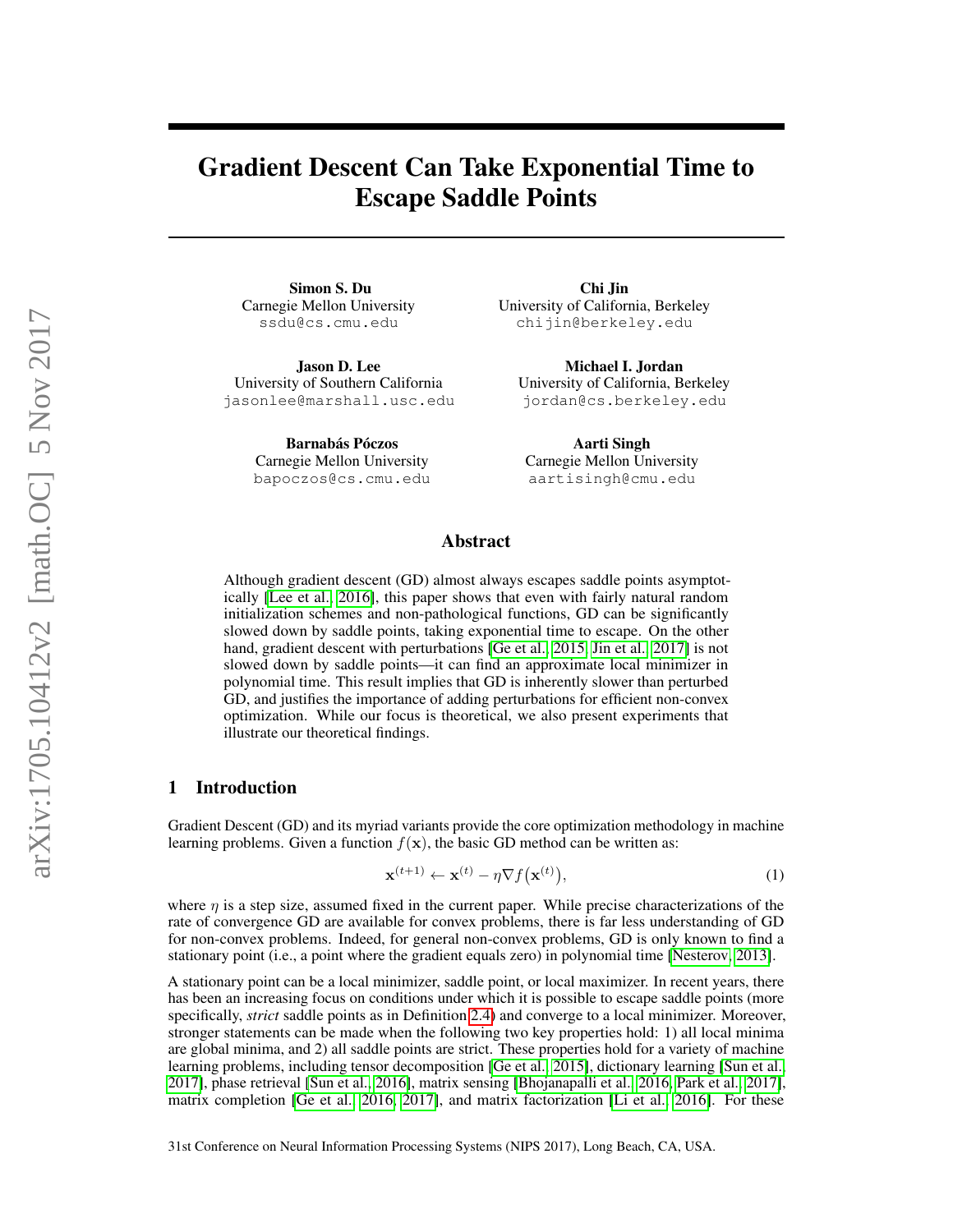# Gradient Descent Can Take Exponential Time to Escape Saddle Points

**Simon S. Du**
Carnegie Mellon University
ssdu@cs.cmu.edu

**Chi Jin**
University of California, Berkeley
chijin@berkeley.edu

**Jason D. Lee**
University of Southern California
jasonlee@marshall.usc.edu

**Michael I. Jordan**
University of California, Berkeley
jordan@cs.berkeley.edu

**Barnabás Póczos**
Carnegie Mellon University
bapoczos@cs.cmu.edu

**Aarti Singh**
Carnegie Mellon University
aartisingh@cmu.edu

## Abstract

Although gradient descent (GD) almost always escapes saddle points asymptotically [Lee et al., 2016], this paper shows that even with fairly natural random initialization schemes and non-pathological functions, GD can be significantly slowed down by saddle points, taking exponential time to escape. On the other hand, gradient descent with perturbations [Ge et al., 2015, Jin et al., 2017] is not slowed down by saddle points—it can find an approximate local minimizer in polynomial time. This result implies that GD is inherently slower than perturbed GD, and justifies the importance of adding perturbations for efficient non-convex optimization. While our focus is theoretical, we also present experiments that illustrate our theoretical findings.

## 1 Introduction

Gradient Descent (GD) and its myriad variants provide the core optimization methodology in machine learning problems. Given a function $f(\mathbf{x})$, the basic GD method can be written as:

$$\mathbf{x}^{(t+1)} \leftarrow \mathbf{x}^{(t)} - \eta \nabla f\big(\mathbf{x}^{(t)}\big), \tag{1}$$

where $\eta$ is a step size, assumed fixed in the current paper. While precise characterizations of the rate of convergence GD are available for convex problems, there is far less understanding of GD for non-convex problems. Indeed, for general non-convex problems, GD is only known to find a stationary point (i.e., a point where the gradient equals zero) in polynomial time [Nesterov, 2013].

A stationary point can be a local minimizer, saddle point, or local maximizer. In recent years, there has been an increasing focus on conditions under which it is possible to escape saddle points (more specifically, *strict* saddle points as in Definition 2.4) and converge to a local minimizer. Moreover, stronger statements can be made when the following two key properties hold: 1) all local minima are global minima, and 2) all saddle points are strict. These properties hold for a variety of machine learning problems, including tensor decomposition [Ge et al., 2015], dictionary learning [Sun et al., 2017], phase retrieval [Sun et al., 2016], matrix sensing [Bhojanapalli et al., 2016, Park et al., 2017], matrix completion [Ge et al., 2016, 2017], and matrix factorization [Li et al., 2016]. For these

31st Conference on Neural Information Processing Systems (NIPS 2017), Long Beach, CA, USA.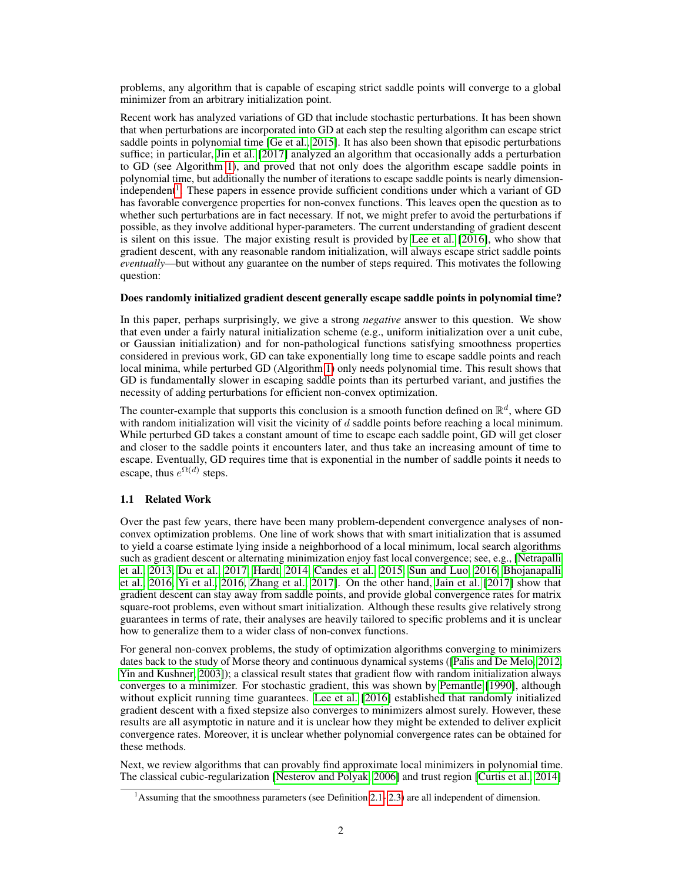problems, any algorithm that is capable of escaping strict saddle points will converge to a global minimizer from an arbitrary initialization point.

Recent work has analyzed variations of GD that include stochastic perturbations. It has been shown that when perturbations are incorporated into GD at each step the resulting algorithm can escape strict saddle points in polynomial time [Ge et al., 2015]. It has also been shown that episodic perturbations suffice; in particular, Jin et al. [2017] analyzed an algorithm that occasionally adds a perturbation to GD (see Algorithm 1), and proved that not only does the algorithm escape saddle points in polynomial time, but additionally the number of iterations to escape saddle points is nearly dimension-independent[1]. These papers in essence provide sufficient conditions under which a variant of GD has favorable convergence properties for non-convex functions. This leaves open the question as to whether such perturbations are in fact necessary. If not, we might prefer to avoid the perturbations if possible, as they involve additional hyper-parameters. The current understanding of gradient descent is silent on this issue. The major existing result is provided by Lee et al. [2016], who show that gradient descent, with any reasonable random initialization, will always escape strict saddle points *eventually*—but without any guarantee on the number of steps required. This motivates the following question:

**Does randomly initialized gradient descent generally escape saddle points in polynomial time?**

In this paper, perhaps surprisingly, we give a strong *negative* answer to this question. We show that even under a fairly natural initialization scheme (e.g., uniform initialization over a unit cube, or Gaussian initialization) and for non-pathological functions satisfying smoothness properties considered in previous work, GD can take exponentially long time to escape saddle points and reach local minima, while perturbed GD (Algorithm 1) only needs polynomial time. This result shows that GD is fundamentally slower in escaping saddle points than its perturbed variant, and justifies the necessity of adding perturbations for efficient non-convex optimization.

The counter-example that supports this conclusion is a smooth function defined on $\mathbb{R}^d$, where GD with random initialization will visit the vicinity of $d$ saddle points before reaching a local minimum. While perturbed GD takes a constant amount of time to escape each saddle point, GD will get closer and closer to the saddle points it encounters later, and thus take an increasing amount of time to escape. Eventually, GD requires time that is exponential in the number of saddle points it needs to escape, thus $e^{\Omega(d)}$ steps.

### 1.1 Related Work

Over the past few years, there have been many problem-dependent convergence analyses of non-convex optimization problems. One line of work shows that with smart initialization that is assumed to yield a coarse estimate lying inside a neighborhood of a local minimum, local search algorithms such as gradient descent or alternating minimization enjoy fast local convergence; see, e.g., [Netrapalli et al., 2013, Du et al., 2017, Hardt, 2014, Candes et al., 2015, Sun and Luo, 2016, Bhojanapalli et al., 2016, Yi et al., 2016, Zhang et al., 2017]. On the other hand, Jain et al. [2017] show that gradient descent can stay away from saddle points, and provide global convergence rates for matrix square-root problems, even without smart initialization. Although these results give relatively strong guarantees in terms of rate, their analyses are heavily tailored to specific problems and it is unclear how to generalize them to a wider class of non-convex functions.

For general non-convex problems, the study of optimization algorithms converging to minimizers dates back to the study of Morse theory and continuous dynamical systems ([Palis and De Melo, 2012, Yin and Kushner, 2003]); a classical result states that gradient flow with random initialization always converges to a minimizer. For stochastic gradient, this was shown by Pemantle [1990], although without explicit running time guarantees. Lee et al. [2016] established that randomly initialized gradient descent with a fixed stepsize also converges to minimizers almost surely. However, these results are all asymptotic in nature and it is unclear how they might be extended to deliver explicit convergence rates. Moreover, it is unclear whether polynomial convergence rates can be obtained for these methods.

Next, we review algorithms that can provably find approximate local minimizers in polynomial time. The classical cubic-regularization [Nesterov and Polyak, 2006] and trust region [Curtis et al., 2014]

[1] Assuming that the smoothness parameters (see Definition 2.1- 2.3) are all independent of dimension.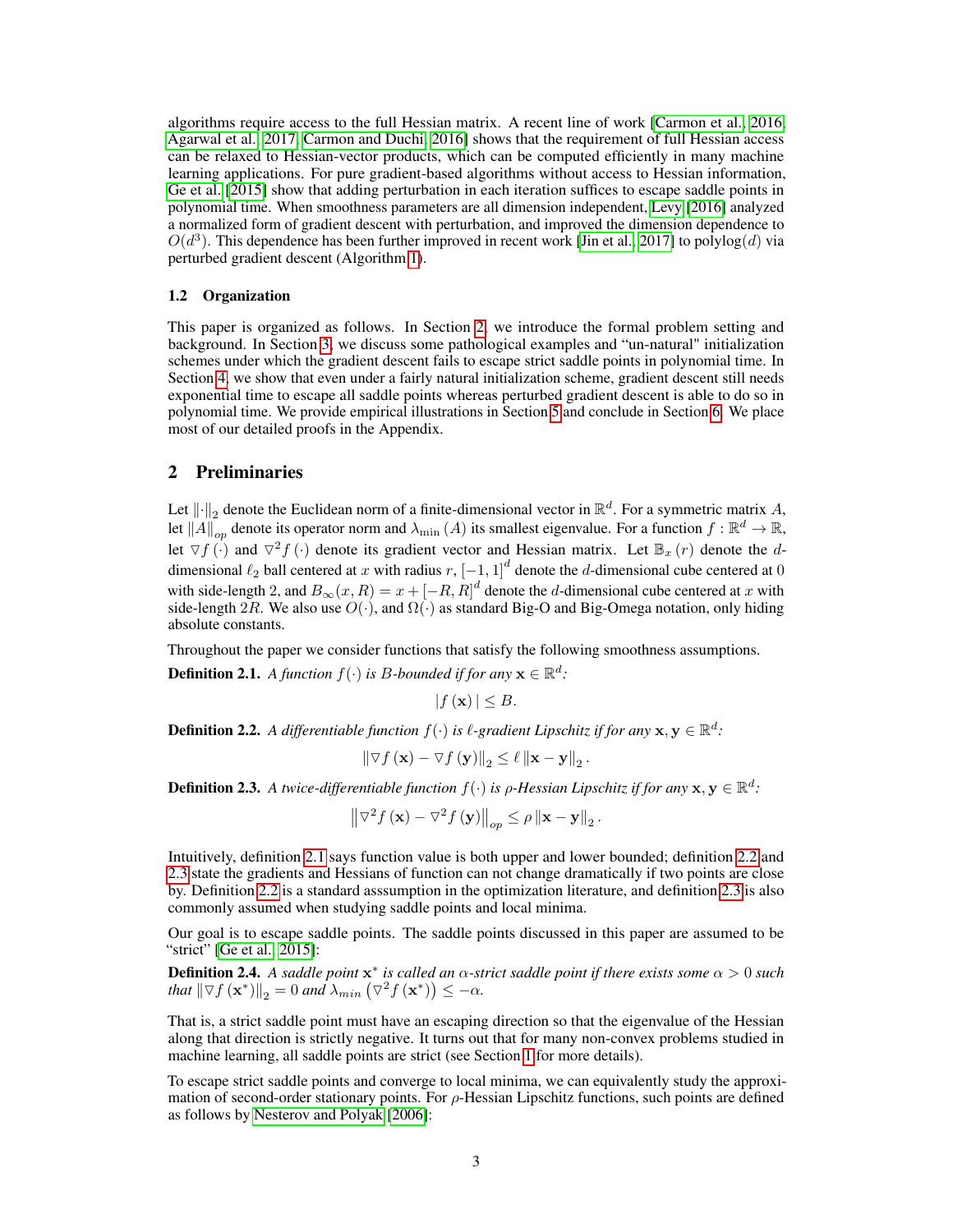algorithms require access to the full Hessian matrix. A recent line of work [Carmon et al., 2016, Agarwal et al., 2017, Carmon and Duchi, 2016] shows that the requirement of full Hessian access can be relaxed to Hessian-vector products, which can be computed efficiently in many machine learning applications. For pure gradient-based algorithms without access to Hessian information, Ge et al. [2015] show that adding perturbation in each iteration suffices to escape saddle points in polynomial time. When smoothness parameters are all dimension independent, Levy [2016] analyzed a normalized form of gradient descent with perturbation, and improved the dimension dependence to $O(d^3)$. This dependence has been further improved in recent work [Jin et al., 2017] to $\text{polylog}(d)$ via perturbed gradient descent (Algorithm 1).

### 1.2 Organization

This paper is organized as follows. In Section 2, we introduce the formal problem setting and background. In Section 3, we discuss some pathological examples and "un-natural" initialization schemes under which the gradient descent fails to escape strict saddle points in polynomial time. In Section 4, we show that even under a fairly natural initialization scheme, gradient descent still needs exponential time to escape all saddle points whereas perturbed gradient descent is able to do so in polynomial time. We provide empirical illustrations in Section 5 and conclude in Section 6. We place most of our detailed proofs in the Appendix.

## 2 Preliminaries

Let $\|\cdot\|_2$ denote the Euclidean norm of a finite-dimensional vector in $\mathbb{R}^d$. For a symmetric matrix $A$, let $\|A\|_{op}$ denote its operator norm and $\lambda_{\min}(A)$ its smallest eigenvalue. For a function $f : \mathbb{R}^d \to \mathbb{R}$, let $\nabla f(\cdot)$ and $\nabla^2 f(\cdot)$ denote its gradient vector and Hessian matrix. Let $\mathbb{B}_x(r)$ denote the $d$-dimensional $\ell_2$ ball centered at $x$ with radius $r$, $[-1, 1]^d$ denote the $d$-dimensional cube centered at 0 with side-length 2, and $B_\infty(x, R) = x + [-R, R]^d$ denote the $d$-dimensional cube centered at $x$ with side-length $2R$. We also use $O(\cdot)$, and $\Omega(\cdot)$ as standard Big-O and Big-Omega notation, only hiding absolute constants.

Throughout the paper we consider functions that satisfy the following smoothness assumptions.

**Definition 2.1.** *A function $f(\cdot)$ is $B$-bounded if for any $\mathbf{x} \in \mathbb{R}^d$:*

$$|f(\mathbf{x})| \le B.$$

**Definition 2.2.** *A differentiable function $f(\cdot)$ is $\ell$-gradient Lipschitz if for any $\mathbf{x}, \mathbf{y} \in \mathbb{R}^d$:*

$$\|\nabla f(\mathbf{x}) - \nabla f(\mathbf{y})\|_2 \le \ell \|\mathbf{x} - \mathbf{y}\|_2 .$$

**Definition 2.3.** *A twice-differentiable function $f(\cdot)$ is $\rho$-Hessian Lipschitz if for any $\mathbf{x}, \mathbf{y} \in \mathbb{R}^d$:*

$$\left\|\nabla^2 f(\mathbf{x}) - \nabla^2 f(\mathbf{y})\right\|_{op} \le \rho \|\mathbf{x} - \mathbf{y}\|_2 .$$

Intuitively, definition 2.1 says function value is both upper and lower bounded; definition 2.2 and 2.3 state the gradients and Hessians of function can not change dramatically if two points are close by. Definition 2.2 is a standard asssumption in the optimization literature, and definition 2.3 is also commonly assumed when studying saddle points and local minima.

Our goal is to escape saddle points. The saddle points discussed in this paper are assumed to be "strict" [Ge et al., 2015]:

**Definition 2.4.** *A saddle point $\mathbf{x}^*$ is called an $\alpha$-strict saddle point if there exists some $\alpha > 0$ such that $\|\nabla f(\mathbf{x}^*)\|_2 = 0$ and $\lambda_{min}\left(\nabla^2 f(\mathbf{x}^*)\right) \le -\alpha$.*

That is, a strict saddle point must have an escaping direction so that the eigenvalue of the Hessian along that direction is strictly negative. It turns out that for many non-convex problems studied in machine learning, all saddle points are strict (see Section 1 for more details).

To escape strict saddle points and converge to local minima, we can equivalently study the approximation of second-order stationary points. For $\rho$-Hessian Lipschitz functions, such points are defined as follows by Nesterov and Polyak [2006]: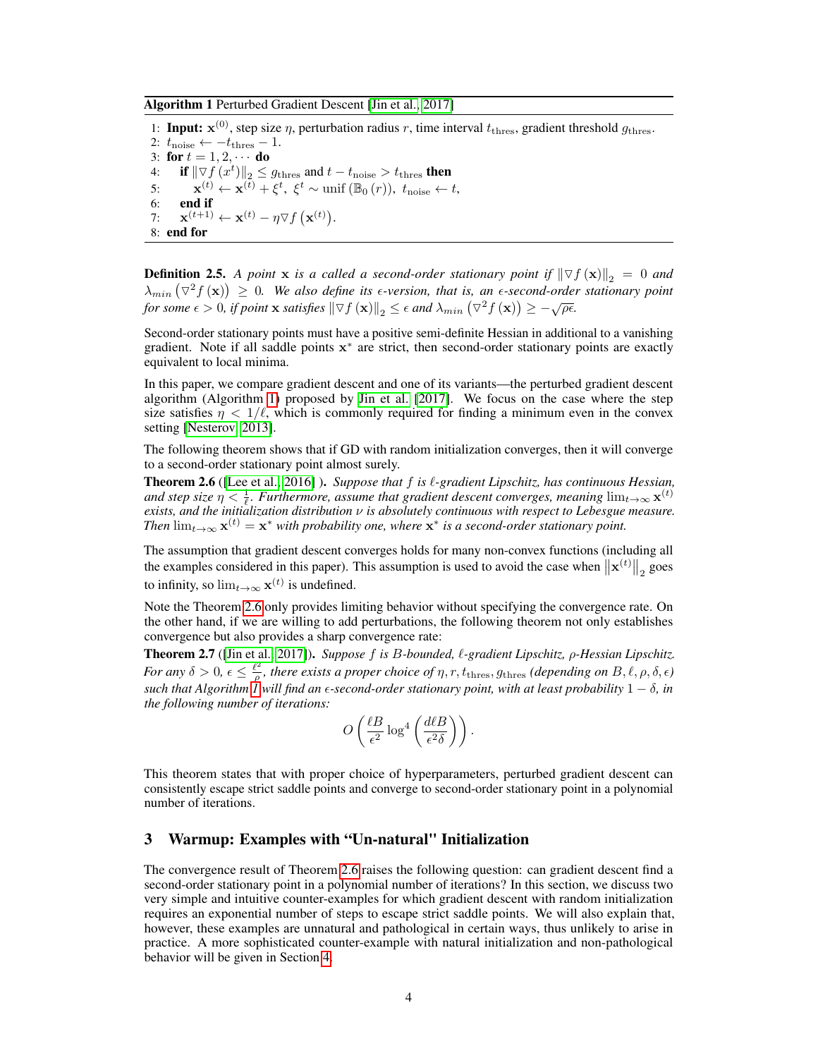**Algorithm 1** Perturbed Gradient Descent [Jin et al., 2017]

1: **Input:** $\mathbf{x}^{(0)}$, step size $\eta$, perturbation radius $r$, time interval $t_{\text{thres}}$, gradient threshold $g_{\text{thres}}$.
2: $t_{\text{noise}} \leftarrow -t_{\text{thres}} - 1$.
3: **for** $t = 1, 2, \cdots$ **do**
4: &nbsp;&nbsp;&nbsp;&nbsp;**if** $\|\nabla f(x^t)\|_2 \leq g_{\text{thres}}$ and $t - t_{\text{noise}} > t_{\text{thres}}$ **then**
5: &nbsp;&nbsp;&nbsp;&nbsp;&nbsp;&nbsp;&nbsp;&nbsp;$\mathbf{x}^{(t)} \leftarrow \mathbf{x}^{(t)} + \xi^t,\ \xi^t \sim \text{unif}(\mathbb{B}_0(r)),\ t_{\text{noise}} \leftarrow t,$
6: &nbsp;&nbsp;&nbsp;&nbsp;**end if**
7: &nbsp;&nbsp;&nbsp;&nbsp;$\mathbf{x}^{(t+1)} \leftarrow \mathbf{x}^{(t)} - \eta \nabla f(\mathbf{x}^{(t)})$.
8: **end for**

**Definition 2.5.** *A point $\mathbf{x}$ is a called a second-order stationary point if $\|\nabla f(\mathbf{x})\|_2 = 0$ and $\lambda_{min}(\nabla^2 f(\mathbf{x})) \geq 0$. We also define its $\epsilon$-version, that is, an $\epsilon$-second-order stationary point for some $\epsilon > 0$, if point $\mathbf{x}$ satisfies $\|\nabla f(\mathbf{x})\|_2 \leq \epsilon$ and $\lambda_{min}(\nabla^2 f(\mathbf{x})) \geq -\sqrt{\rho\epsilon}$.*

Second-order stationary points must have a positive semi-definite Hessian in additional to a vanishing gradient. Note if all saddle points $\mathbf{x}^*$ are strict, then second-order stationary points are exactly equivalent to local minima.

In this paper, we compare gradient descent and one of its variants—the perturbed gradient descent algorithm (Algorithm 1) proposed by Jin et al. [2017]. We focus on the case where the step size satisfies $\eta < 1/\ell$, which is commonly required for finding a minimum even in the convex setting [Nesterov, 2013].

The following theorem shows that if GD with random initialization converges, then it will converge to a second-order stationary point almost surely.

**Theorem 2.6** ([Lee et al., 2016] ). *Suppose that $f$ is $\ell$-gradient Lipschitz, has continuous Hessian, and step size $\eta < \frac{1}{\ell}$. Furthermore, assume that gradient descent converges, meaning $\lim_{t\to\infty} \mathbf{x}^{(t)}$ exists, and the initialization distribution $\nu$ is absolutely continuous with respect to Lebesgue measure. Then $\lim_{t\to\infty} \mathbf{x}^{(t)} = \mathbf{x}^*$ with probability one, where $\mathbf{x}^*$ is a second-order stationary point.*

The assumption that gradient descent converges holds for many non-convex functions (including all the examples considered in this paper). This assumption is used to avoid the case when $\|\mathbf{x}^{(t)}\|_2$ goes to infinity, so $\lim_{t\to\infty} \mathbf{x}^{(t)}$ is undefined.

Note the Theorem 2.6 only provides limiting behavior without specifying the convergence rate. On the other hand, if we are willing to add perturbations, the following theorem not only establishes convergence but also provides a sharp convergence rate:

**Theorem 2.7** ([Jin et al., 2017]). *Suppose $f$ is $B$-bounded, $\ell$-gradient Lipschitz, $\rho$-Hessian Lipschitz. For any $\delta > 0$, $\epsilon \leq \frac{\ell^2}{\rho}$, there exists a proper choice of $\eta, r, t_{\text{thres}}, g_{\text{thres}}$ (depending on $B, \ell, \rho, \delta, \epsilon$) such that Algorithm 1 will find an $\epsilon$-second-order stationary point, with at least probability $1 - \delta$, in the following number of iterations:*

$$O\left(\frac{\ell B}{\epsilon^2} \log^4\left(\frac{d\ell B}{\epsilon^2 \delta}\right)\right).$$

This theorem states that with proper choice of hyperparameters, perturbed gradient descent can consistently escape strict saddle points and converge to second-order stationary point in a polynomial number of iterations.

## 3 Warmup: Examples with "Un-natural" Initialization

The convergence result of Theorem 2.6 raises the following question: can gradient descent find a second-order stationary point in a polynomial number of iterations? In this section, we discuss two very simple and intuitive counter-examples for which gradient descent with random initialization requires an exponential number of steps to escape strict saddle points. We will also explain that, however, these examples are unnatural and pathological in certain ways, thus unlikely to arise in practice. A more sophisticated counter-example with natural initialization and non-pathological behavior will be given in Section 4.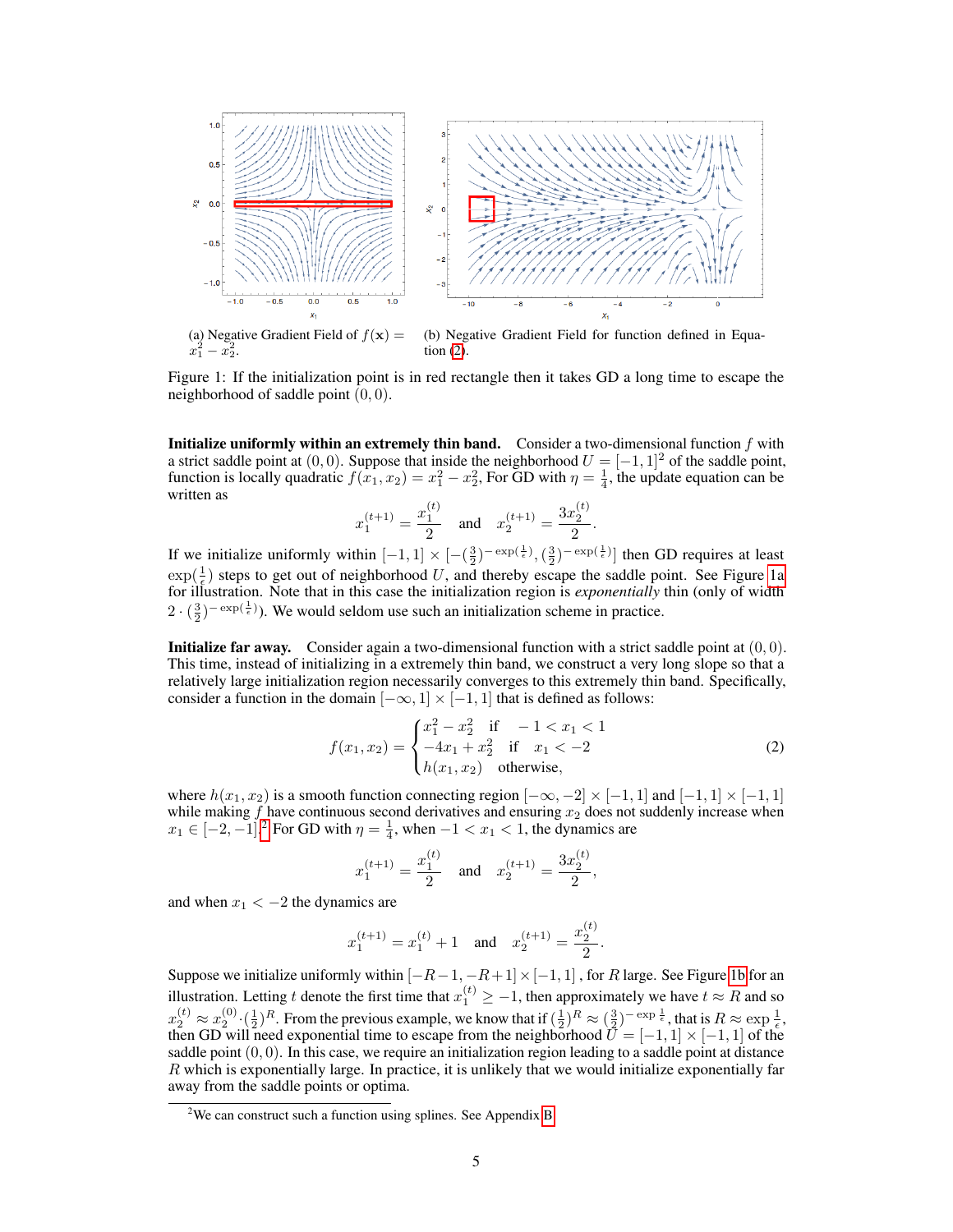(a) Negative Gradient Field of $f(\mathbf{x}) = x_1^2 - x_2^2$.

(b) Negative Gradient Field for function defined in Equation (2).

Figure 1: If the initialization point is in red rectangle then it takes GD a long time to escape the neighborhood of saddle point $(0, 0)$.

**Initialize uniformly within an extremely thin band.** Consider a two-dimensional function $f$ with a strict saddle point at $(0, 0)$. Suppose that inside the neighborhood $U = [-1, 1]^2$ of the saddle point, function is locally quadratic $f(x_1, x_2) = x_1^2 - x_2^2$, For GD with $\eta = \frac{1}{4}$, the update equation can be written as

$$x_1^{(t+1)} = \frac{x_1^{(t)}}{2} \quad \text{and} \quad x_2^{(t+1)} = \frac{3x_2^{(t)}}{2}.$$

If we initialize uniformly within $[-1, 1] \times [-(\frac{3}{2})^{-\exp(\frac{1}{\epsilon})}, (\frac{3}{2})^{-\exp(\frac{1}{\epsilon})}]$ then GD requires at least $\exp(\frac{1}{\epsilon})$ steps to get out of neighborhood $U$, and thereby escape the saddle point. See Figure 1a for illustration. Note that in this case the initialization region is *exponentially* thin (only of width $2 \cdot (\frac{3}{2})^{-\exp(\frac{1}{\epsilon})}$). We would seldom use such an initialization scheme in practice.

**Initialize far away.** Consider again a two-dimensional function with a strict saddle point at $(0, 0)$. This time, instead of initializing in a extremely thin band, we construct a very long slope so that a relatively large initialization region necessarily converges to this extremely thin band. Specifically, consider a function in the domain $[-\infty, 1] \times [-1, 1]$ that is defined as follows:

$$f(x_1, x_2) = \begin{cases} x_1^2 - x_2^2 & \text{if} \quad -1 < x_1 < 1 \\ -4x_1 + x_2^2 & \text{if} \quad x_1 < -2 \\ h(x_1, x_2) & \text{otherwise,} \end{cases} \tag{2}$$

where $h(x_1, x_2)$ is a smooth function connecting region $[-\infty, -2] \times [-1, 1]$ and $[-1, 1] \times [-1, 1]$ while making $f$ have continuous second derivatives and ensuring $x_2$ does not suddenly increase when $x_1 \in [-2, -1]$.[2] For GD with $\eta = \frac{1}{4}$, when $-1 < x_1 < 1$, the dynamics are

$$x_1^{(t+1)} = \frac{x_1^{(t)}}{2} \quad \text{and} \quad x_2^{(t+1)} = \frac{3x_2^{(t)}}{2},$$

and when $x_1 < -2$ the dynamics are

$$x_1^{(t+1)} = x_1^{(t)} + 1 \quad \text{and} \quad x_2^{(t+1)} = \frac{x_2^{(t)}}{2}.$$

Suppose we initialize uniformly within $[-R-1, -R+1] \times [-1, 1]$ , for $R$ large. See Figure 1b for an illustration. Letting $t$ denote the first time that $x_1^{(t)} \geq -1$, then approximately we have $t \approx R$ and so $x_2^{(t)} \approx x_2^{(0)} \cdot (\frac{1}{2})^R$. From the previous example, we know that if $(\frac{1}{2})^R \approx (\frac{3}{2})^{-\exp\frac{1}{\epsilon}}$, that is $R \approx \exp\frac{1}{\epsilon}$, then GD will need exponential time to escape from the neighborhood $U = [-1, 1] \times [-1, 1]$ of the saddle point $(0, 0)$. In this case, we require an initialization region leading to a saddle point at distance $R$ which is exponentially large. In practice, it is unlikely that we would initialize exponentially far away from the saddle points or optima.

[2] We can construct such a function using splines. See Appendix B.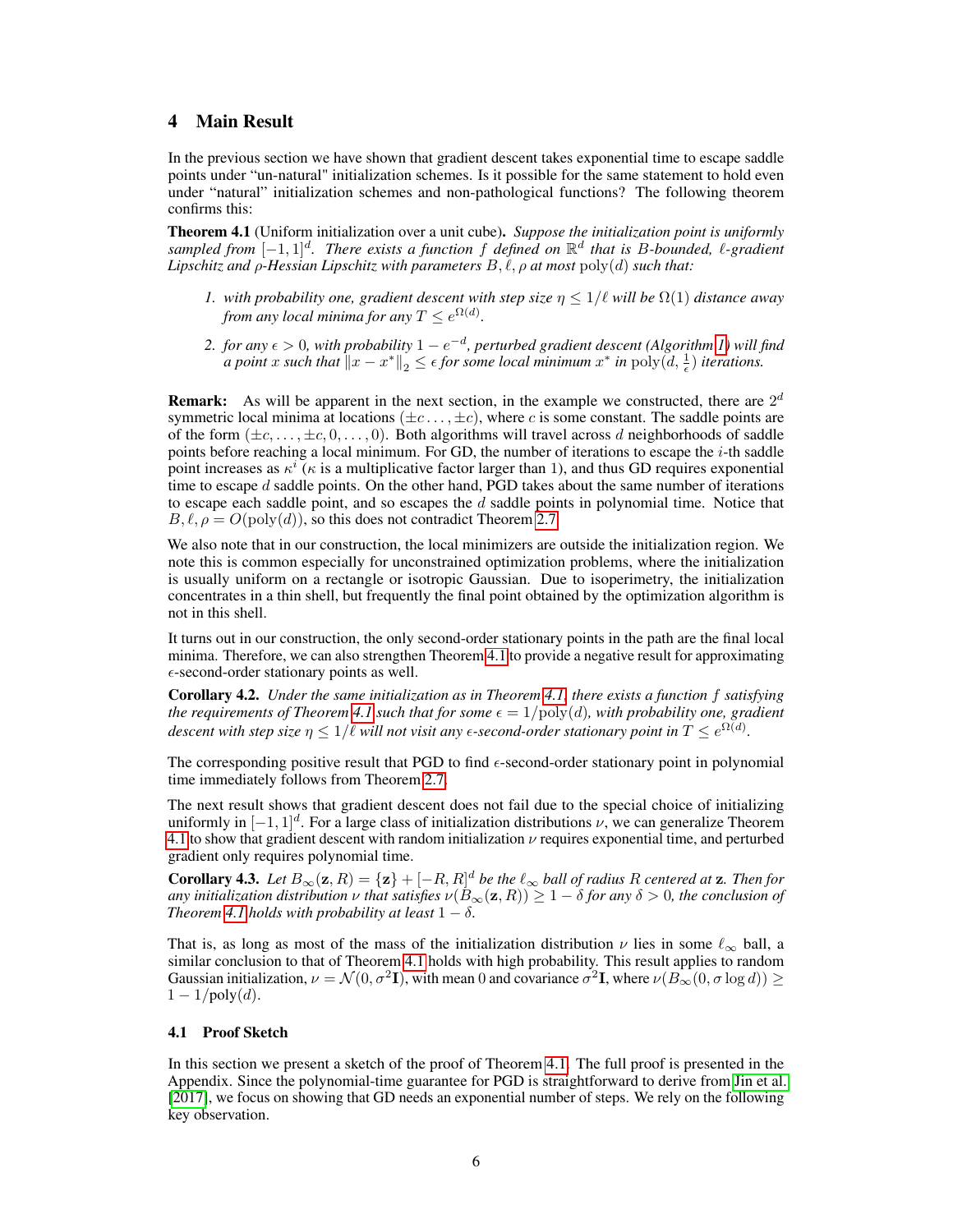## 4 Main Result

In the previous section we have shown that gradient descent takes exponential time to escape saddle points under "un-natural" initialization schemes. Is it possible for the same statement to hold even under "natural" initialization schemes and non-pathological functions? The following theorem confirms this:

**Theorem 4.1** (Uniform initialization over a unit cube)**.** *Suppose the initialization point is uniformly sampled from $[-1, 1]^d$. There exists a function $f$ defined on $\mathbb{R}^d$ that is $B$-bounded, $\ell$-gradient Lipschitz and $\rho$-Hessian Lipschitz with parameters $B, \ell, \rho$ at most $\text{poly}(d)$ such that:*

1. *with probability one, gradient descent with step size $\eta \leq 1/\ell$ will be $\Omega(1)$ distance away from any local minima for any $T \leq e^{\Omega(d)}$.*
2. *for any $\epsilon > 0$, with probability $1 - e^{-d}$, perturbed gradient descent (Algorithm 1) will find a point $x$ such that $\|x - x^*\|_2 \leq \epsilon$ for some local minimum $x^*$ in $\text{poly}(d, \frac{1}{\epsilon})$ iterations.*

**Remark:** As will be apparent in the next section, in the example we constructed, there are $2^d$ symmetric local minima at locations $(\pm c \ldots, \pm c)$, where $c$ is some constant. The saddle points are of the form $(\pm c, \ldots, \pm c, 0, \ldots, 0)$. Both algorithms will travel across $d$ neighborhoods of saddle points before reaching a local minimum. For GD, the number of iterations to escape the $i$-th saddle point increases as $\kappa^i$ ($\kappa$ is a multiplicative factor larger than 1), and thus GD requires exponential time to escape $d$ saddle points. On the other hand, PGD takes about the same number of iterations to escape each saddle point, and so escapes the $d$ saddle points in polynomial time. Notice that $B, \ell, \rho = O(\text{poly}(d))$, so this does not contradict Theorem 2.7.

We also note that in our construction, the local minimizers are outside the initialization region. We note this is common especially for unconstrained optimization problems, where the initialization is usually uniform on a rectangle or isotropic Gaussian. Due to isoperimetry, the initialization concentrates in a thin shell, but frequently the final point obtained by the optimization algorithm is not in this shell.

It turns out in our construction, the only second-order stationary points in the path are the final local minima. Therefore, we can also strengthen Theorem 4.1 to provide a negative result for approximating $\epsilon$-second-order stationary points as well.

**Corollary 4.2.** *Under the same initialization as in Theorem 4.1, there exists a function $f$ satisfying the requirements of Theorem 4.1 such that for some $\epsilon = 1/\text{poly}(d)$, with probability one, gradient descent with step size $\eta \leq 1/\ell$ will not visit any $\epsilon$-second-order stationary point in $T \leq e^{\Omega(d)}$.*

The corresponding positive result that PGD to find $\epsilon$-second-order stationary point in polynomial time immediately follows from Theorem 2.7.

The next result shows that gradient descent does not fail due to the special choice of initializing uniformly in $[-1, 1]^d$. For a large class of initialization distributions $\nu$, we can generalize Theorem 4.1 to show that gradient descent with random initialization $\nu$ requires exponential time, and perturbed gradient only requires polynomial time.

**Corollary 4.3.** *Let $B_\infty(\mathbf{z}, R) = \{\mathbf{z}\} + [-R, R]^d$ be the $\ell_\infty$ ball of radius $R$ centered at $\mathbf{z}$. Then for any initialization distribution $\nu$ that satisfies $\nu(B_\infty(\mathbf{z}, R)) \geq 1 - \delta$ for any $\delta > 0$, the conclusion of Theorem 4.1 holds with probability at least $1 - \delta$.*

That is, as long as most of the mass of the initialization distribution $\nu$ lies in some $\ell_\infty$ ball, a similar conclusion to that of Theorem 4.1 holds with high probability. This result applies to random Gaussian initialization, $\nu = \mathcal{N}(0, \sigma^2\mathbf{I})$, with mean $0$ and covariance $\sigma^2\mathbf{I}$, where $\nu(B_\infty(0, \sigma \log d)) \geq 1 - 1/\text{poly}(d)$.

### 4.1 Proof Sketch

In this section we present a sketch of the proof of Theorem 4.1. The full proof is presented in the Appendix. Since the polynomial-time guarantee for PGD is straightforward to derive from Jin et al. [2017], we focus on showing that GD needs an exponential number of steps. We rely on the following key observation.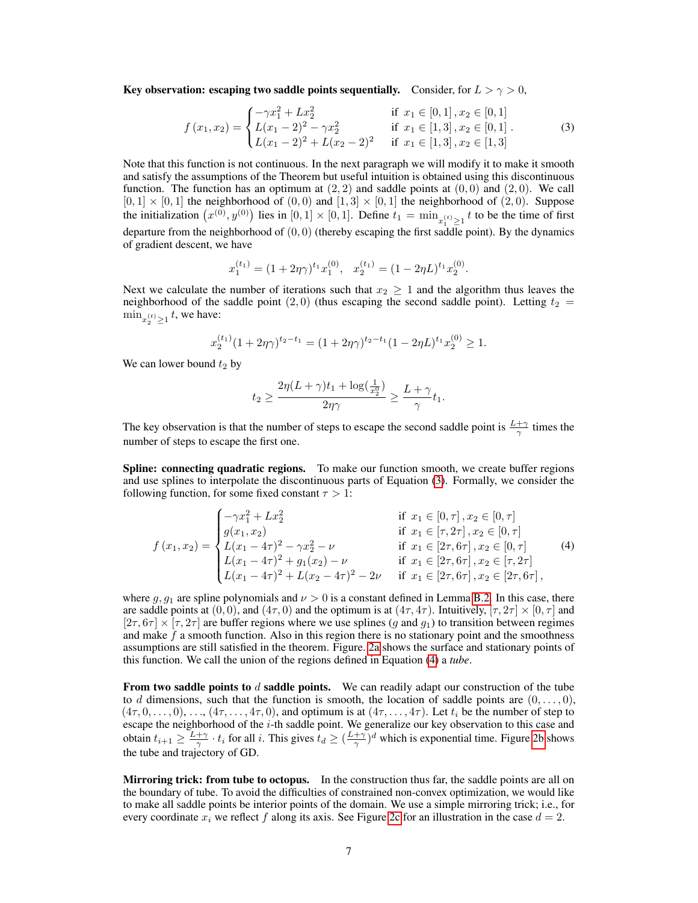**Key observation: escaping two saddle points sequentially.** Consider, for $L > \gamma > 0$,

$$f(x_1, x_2) = \begin{cases} -\gamma x_1^2 + L x_2^2 & \text{if } x_1 \in [0,1], x_2 \in [0,1] \\ L(x_1-2)^2 - \gamma x_2^2 & \text{if } x_1 \in [1,3], x_2 \in [0,1] \\ L(x_1-2)^2 + L(x_2-2)^2 & \text{if } x_1 \in [1,3], x_2 \in [1,3] \end{cases}. \tag{3}$$

Note that this function is not continuous. In the next paragraph we will modify it to make it smooth and satisfy the assumptions of the Theorem but useful intuition is obtained using this discontinuous function. The function has an optimum at $(2,2)$ and saddle points at $(0,0)$ and $(2,0)$. We call $[0,1]\times[0,1]$ the neighborhood of $(0,0)$ and $[1,3]\times[0,1]$ the neighborhood of $(2,0)$. Suppose the initialization $\left(x^{(0)}, y^{(0)}\right)$ lies in $[0,1]\times[0,1]$. Define $t_1 = \min_{x_1^{(t)} \geq 1} t$ to be the time of first departure from the neighborhood of $(0,0)$ (thereby escaping the first saddle point). By the dynamics of gradient descent, we have

$$x_1^{(t_1)} = (1+2\eta\gamma)^{t_1} x_1^{(0)}, \quad x_2^{(t_1)} = (1-2\eta L)^{t_1} x_2^{(0)}.$$

Next we calculate the number of iterations such that $x_2 \geq 1$ and the algorithm thus leaves the neighborhood of the saddle point $(2,0)$ (thus escaping the second saddle point). Letting $t_2 = \min_{x_2^{(t)} \geq 1} t$, we have:

$$x_2^{(t_1)}(1+2\eta\gamma)^{t_2-t_1} = (1+2\eta\gamma)^{t_2-t_1}(1-2\eta L)^{t_1} x_2^{(0)} \geq 1.$$

We can lower bound $t_2$ by

$$t_2 \geq \frac{2\eta(L+\gamma)t_1 + \log(\frac{1}{x_2^0})}{2\eta\gamma} \geq \frac{L+\gamma}{\gamma} t_1.$$

The key observation is that the number of steps to escape the second saddle point is $\frac{L+\gamma}{\gamma}$ times the number of steps to escape the first one.

**Spline: connecting quadratic regions.** To make our function smooth, we create buffer regions and use splines to interpolate the discontinuous parts of Equation (3). Formally, we consider the following function, for some fixed constant $\tau > 1$:

$$f(x_1, x_2) = \begin{cases} -\gamma x_1^2 + L x_2^2 & \text{if } x_1 \in [0,\tau], x_2 \in [0,\tau] \\ g(x_1, x_2) & \text{if } x_1 \in [\tau, 2\tau], x_2 \in [0,\tau] \\ L(x_1-4\tau)^2 - \gamma x_2^2 - \nu & \text{if } x_1 \in [2\tau, 6\tau], x_2 \in [0,\tau] \\ L(x_1-4\tau)^2 + g_1(x_2) - \nu & \text{if } x_1 \in [2\tau, 6\tau], x_2 \in [\tau, 2\tau] \\ L(x_1-4\tau)^2 + L(x_2-4\tau)^2 - 2\nu & \text{if } x_1 \in [2\tau, 6\tau], x_2 \in [2\tau, 6\tau], \end{cases} \tag{4}$$

where $g, g_1$ are spline polynomials and $\nu > 0$ is a constant defined in Lemma B.2. In this case, there are saddle points at $(0,0)$, and $(4\tau, 0)$ and the optimum is at $(4\tau, 4\tau)$. Intuitively, $[\tau, 2\tau]\times[0,\tau]$ and $[2\tau, 6\tau]\times[\tau, 2\tau]$ are buffer regions where we use splines ($g$ and $g_1$) to transition between regimes and make $f$ a smooth function. Also in this region there is no stationary point and the smoothness assumptions are still satisfied in the theorem. Figure. 2a shows the surface and stationary points of this function. We call the union of the regions defined in Equation (4) a *tube*.

**From two saddle points to $d$ saddle points.** We can readily adapt our construction of the tube to $d$ dimensions, such that the function is smooth, the location of saddle points are $(0,\dots,0)$, $(4\tau, 0, \dots, 0)$, ..., $(4\tau, \dots, 4\tau, 0)$, and optimum is at $(4\tau, \dots, 4\tau)$. Let $t_i$ be the number of step to escape the neighborhood of the $i$-th saddle point. We generalize our key observation to this case and obtain $t_{i+1} \geq \frac{L+\gamma}{\gamma} \cdot t_i$ for all $i$. This gives $t_d \geq (\frac{L+\gamma}{\gamma})^d$ which is exponential time. Figure 2b shows the tube and trajectory of GD.

**Mirroring trick: from tube to octopus.** In the construction thus far, the saddle points are all on the boundary of tube. To avoid the difficulties of constrained non-convex optimization, we would like to make all saddle points be interior points of the domain. We use a simple mirroring trick; i.e., for every coordinate $x_i$ we reflect $f$ along its axis. See Figure 2c for an illustration in the case $d = 2$.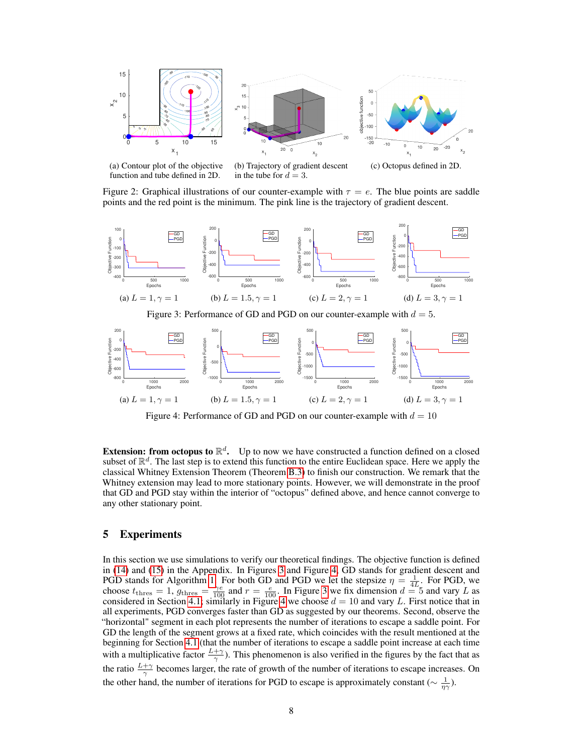(a) Contour plot of the objective function and tube defined in 2D.

(b) Trajectory of gradient descent in the tube for $d = 3$.

(c) Octopus defined in 2D.

Figure 2: Graphical illustrations of our counter-example with $\tau = e$. The blue points are saddle points and the red point is the minimum. The pink line is the trajectory of gradient descent.

(a) $L = 1, \gamma = 1$

(b) $L = 1.5, \gamma = 1$

(c) $L = 2, \gamma = 1$

(d) $L = 3, \gamma = 1$

Figure 3: Performance of GD and PGD on our counter-example with $d = 5$.

(a) $L = 1, \gamma = 1$

(b) $L = 1.5, \gamma = 1$

(c) $L = 2, \gamma = 1$

(d) $L = 3, \gamma = 1$

Figure 4: Performance of GD and PGD on our counter-example with $d = 10$

**Extension: from octopus to $\mathbb{R}^d$.** Up to now we have constructed a function defined on a closed subset of $\mathbb{R}^d$. The last step is to extend this function to the entire Euclidean space. Here we apply the classical Whitney Extension Theorem (Theorem B.3) to finish our construction. We remark that the Whitney extension may lead to more stationary points. However, we will demonstrate in the proof that GD and PGD stay within the interior of "octopus" defined above, and hence cannot converge to any other stationary point.

## 5 Experiments

In this section we use simulations to verify our theoretical findings. The objective function is defined in (14) and (15) in the Appendix. In Figures 3 and Figure 4, GD stands for gradient descent and PGD stands for Algorithm 1. For both GD and PGD we let the stepsize $\eta = \frac{1}{4L}$. For PGD, we choose $t_{\text{thres}} = 1$, $g_{\text{thres}} = \frac{\gamma e}{100}$ and $r = \frac{e}{100}$. In Figure 3 we fix dimension $d = 5$ and vary $L$ as considered in Section 4.1; similarly in Figure 4 we choose $d = 10$ and vary $L$. First notice that in all experiments, PGD converges faster than GD as suggested by our theorems. Second, observe the "horizontal" segment in each plot represents the number of iterations to escape a saddle point. For GD the length of the segment grows at a fixed rate, which coincides with the result mentioned at the beginning for Section 4.1 (that the number of iterations to escape a saddle point increase at each time with a multiplicative factor $\frac{L+\gamma}{\gamma}$). This phenomenon is also verified in the figures by the fact that as the ratio $\frac{L+\gamma}{\gamma}$ becomes larger, the rate of growth of the number of iterations to escape increases. On the other hand, the number of iterations for PGD to escape is approximately constant ($\sim \frac{1}{\eta\gamma}$).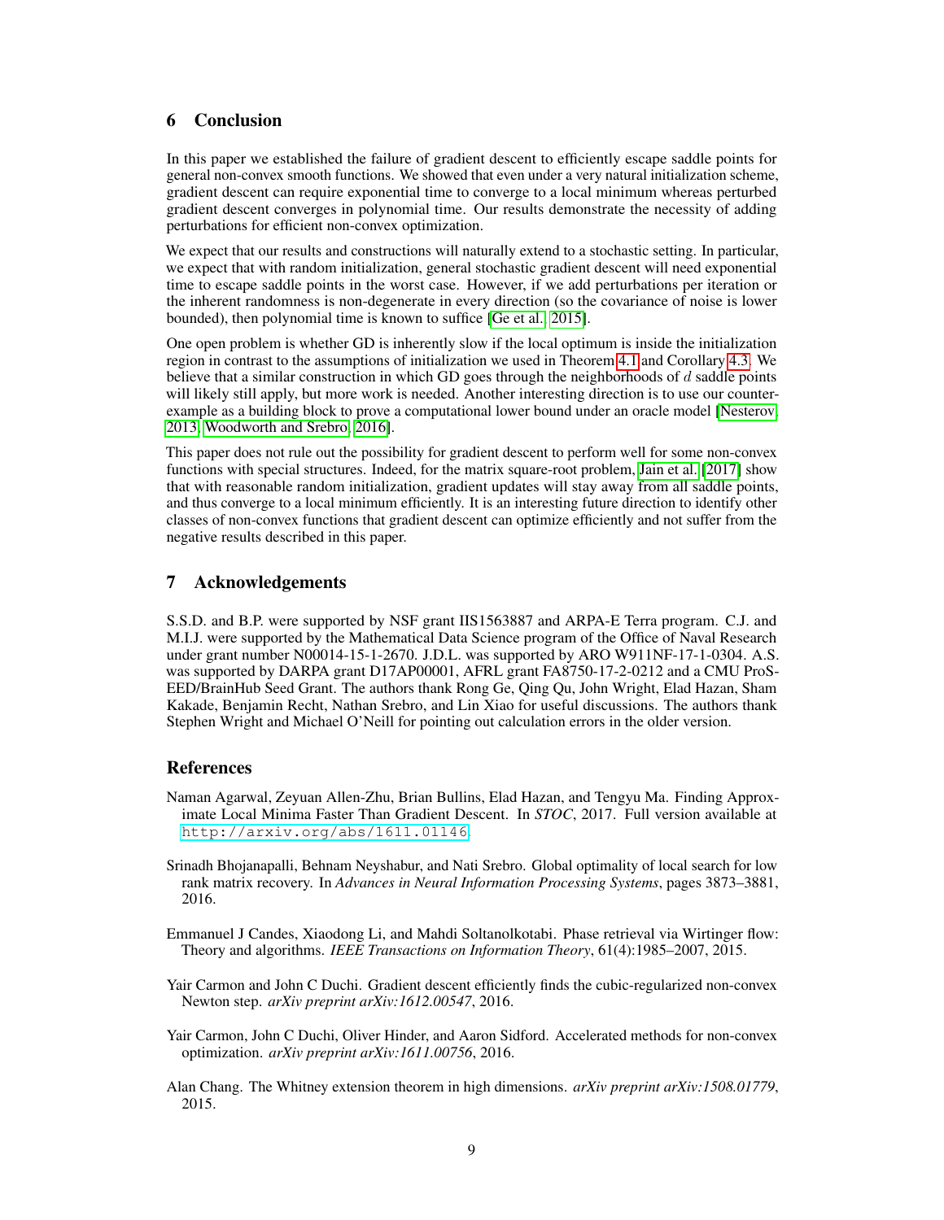## 6 Conclusion

In this paper we established the failure of gradient descent to efficiently escape saddle points for general non-convex smooth functions. We showed that even under a very natural initialization scheme, gradient descent can require exponential time to converge to a local minimum whereas perturbed gradient descent converges in polynomial time. Our results demonstrate the necessity of adding perturbations for efficient non-convex optimization.

We expect that our results and constructions will naturally extend to a stochastic setting. In particular, we expect that with random initialization, general stochastic gradient descent will need exponential time to escape saddle points in the worst case. However, if we add perturbations per iteration or the inherent randomness is non-degenerate in every direction (so the covariance of noise is lower bounded), then polynomial time is known to suffice [Ge et al., 2015].

One open problem is whether GD is inherently slow if the local optimum is inside the initialization region in contrast to the assumptions of initialization we used in Theorem 4.1 and Corollary 4.3. We believe that a similar construction in which GD goes through the neighborhoods of $d$ saddle points will likely still apply, but more work is needed. Another interesting direction is to use our counter-example as a building block to prove a computational lower bound under an oracle model [Nesterov, 2013, Woodworth and Srebro, 2016].

This paper does not rule out the possibility for gradient descent to perform well for some non-convex functions with special structures. Indeed, for the matrix square-root problem, Jain et al. [2017] show that with reasonable random initialization, gradient updates will stay away from all saddle points, and thus converge to a local minimum efficiently. It is an interesting future direction to identify other classes of non-convex functions that gradient descent can optimize efficiently and not suffer from the negative results described in this paper.

## 7 Acknowledgements

S.S.D. and B.P. were supported by NSF grant IIS1563887 and ARPA-E Terra program. C.J. and M.I.J. were supported by the Mathematical Data Science program of the Office of Naval Research under grant number N00014-15-1-2670. J.D.L. was supported by ARO W911NF-17-1-0304. A.S. was supported by DARPA grant D17AP00001, AFRL grant FA8750-17-2-0212 and a CMU ProSEED/BrainHub Seed Grant. The authors thank Rong Ge, Qing Qu, John Wright, Elad Hazan, Sham Kakade, Benjamin Recht, Nathan Srebro, and Lin Xiao for useful discussions. The authors thank Stephen Wright and Michael O'Neill for pointing out calculation errors in the older version.

## References

Naman Agarwal, Zeyuan Allen-Zhu, Brian Bullins, Elad Hazan, and Tengyu Ma. Finding Approximate Local Minima Faster Than Gradient Descent. In *STOC*, 2017. Full version available at http://arxiv.org/abs/1611.01146.

Srinadh Bhojanapalli, Behnam Neyshabur, and Nati Srebro. Global optimality of local search for low rank matrix recovery. In *Advances in Neural Information Processing Systems*, pages 3873–3881, 2016.

Emmanuel J Candes, Xiaodong Li, and Mahdi Soltanolkotabi. Phase retrieval via Wirtinger flow: Theory and algorithms. *IEEE Transactions on Information Theory*, 61(4):1985–2007, 2015.

Yair Carmon and John C Duchi. Gradient descent efficiently finds the cubic-regularized non-convex Newton step. *arXiv preprint arXiv:1612.00547*, 2016.

Yair Carmon, John C Duchi, Oliver Hinder, and Aaron Sidford. Accelerated methods for non-convex optimization. *arXiv preprint arXiv:1611.00756*, 2016.

Alan Chang. The Whitney extension theorem in high dimensions. *arXiv preprint arXiv:1508.01779*, 2015.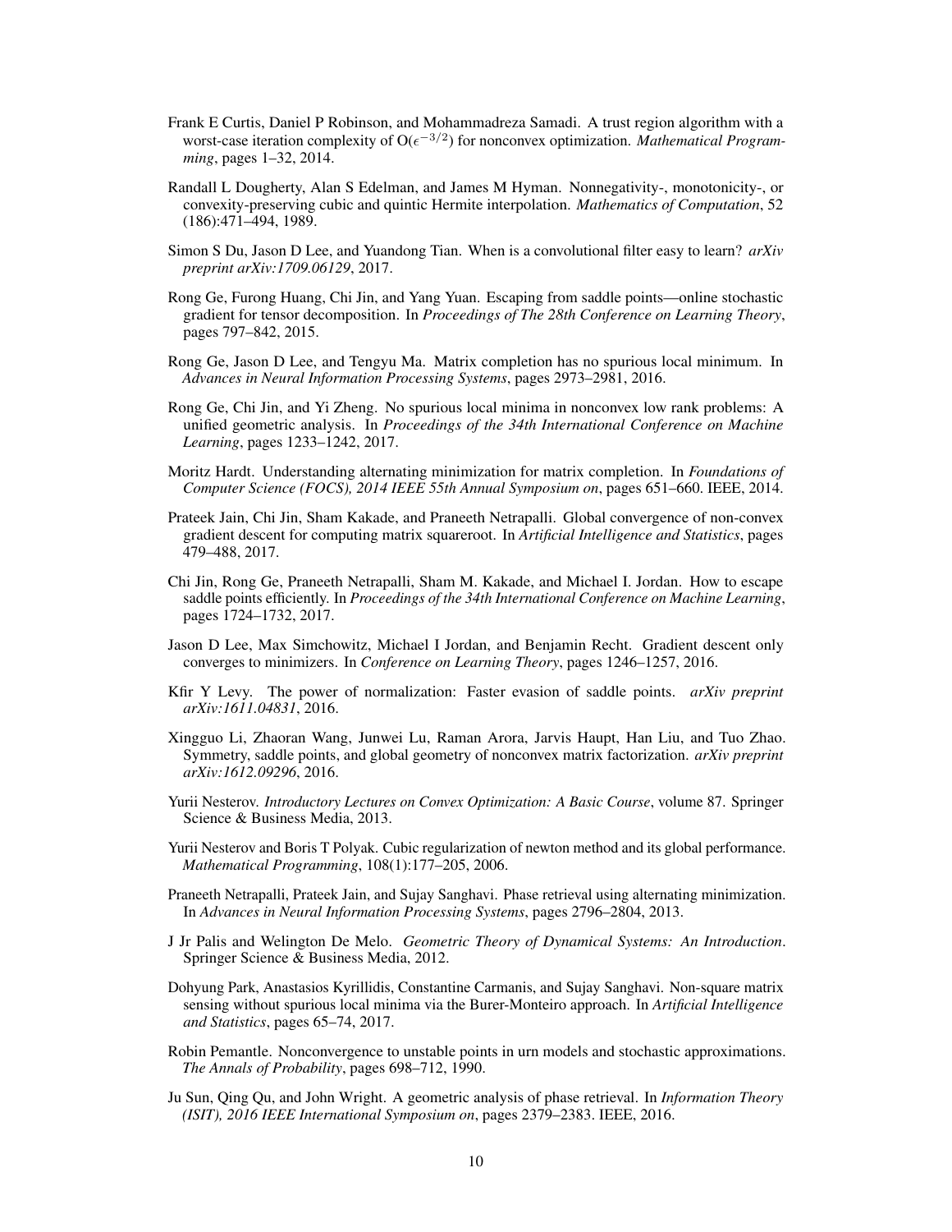Frank E Curtis, Daniel P Robinson, and Mohammadreza Samadi. A trust region algorithm with a worst-case iteration complexity of $O(\epsilon^{-3/2})$ for nonconvex optimization. *Mathematical Programming*, pages 1–32, 2014.

Randall L Dougherty, Alan S Edelman, and James M Hyman. Nonnegativity-, monotonicity-, or convexity-preserving cubic and quintic Hermite interpolation. *Mathematics of Computation*, 52 (186):471–494, 1989.

Simon S Du, Jason D Lee, and Yuandong Tian. When is a convolutional filter easy to learn? *arXiv preprint arXiv:1709.06129*, 2017.

Rong Ge, Furong Huang, Chi Jin, and Yang Yuan. Escaping from saddle points—online stochastic gradient for tensor decomposition. In *Proceedings of The 28th Conference on Learning Theory*, pages 797–842, 2015.

Rong Ge, Jason D Lee, and Tengyu Ma. Matrix completion has no spurious local minimum. In *Advances in Neural Information Processing Systems*, pages 2973–2981, 2016.

Rong Ge, Chi Jin, and Yi Zheng. No spurious local minima in nonconvex low rank problems: A unified geometric analysis. In *Proceedings of the 34th International Conference on Machine Learning*, pages 1233–1242, 2017.

Moritz Hardt. Understanding alternating minimization for matrix completion. In *Foundations of Computer Science (FOCS), 2014 IEEE 55th Annual Symposium on*, pages 651–660. IEEE, 2014.

Prateek Jain, Chi Jin, Sham Kakade, and Praneeth Netrapalli. Global convergence of non-convex gradient descent for computing matrix squareroot. In *Artificial Intelligence and Statistics*, pages 479–488, 2017.

Chi Jin, Rong Ge, Praneeth Netrapalli, Sham M. Kakade, and Michael I. Jordan. How to escape saddle points efficiently. In *Proceedings of the 34th International Conference on Machine Learning*, pages 1724–1732, 2017.

Jason D Lee, Max Simchowitz, Michael I Jordan, and Benjamin Recht. Gradient descent only converges to minimizers. In *Conference on Learning Theory*, pages 1246–1257, 2016.

Kfir Y Levy. The power of normalization: Faster evasion of saddle points. *arXiv preprint arXiv:1611.04831*, 2016.

Xingguo Li, Zhaoran Wang, Junwei Lu, Raman Arora, Jarvis Haupt, Han Liu, and Tuo Zhao. Symmetry, saddle points, and global geometry of nonconvex matrix factorization. *arXiv preprint arXiv:1612.09296*, 2016.

Yurii Nesterov. *Introductory Lectures on Convex Optimization: A Basic Course*, volume 87. Springer Science & Business Media, 2013.

Yurii Nesterov and Boris T Polyak. Cubic regularization of newton method and its global performance. *Mathematical Programming*, 108(1):177–205, 2006.

Praneeth Netrapalli, Prateek Jain, and Sujay Sanghavi. Phase retrieval using alternating minimization. In *Advances in Neural Information Processing Systems*, pages 2796–2804, 2013.

J Jr Palis and Welington De Melo. *Geometric Theory of Dynamical Systems: An Introduction*. Springer Science & Business Media, 2012.

Dohyung Park, Anastasios Kyrillidis, Constantine Carmanis, and Sujay Sanghavi. Non-square matrix sensing without spurious local minima via the Burer-Monteiro approach. In *Artificial Intelligence and Statistics*, pages 65–74, 2017.

Robin Pemantle. Nonconvergence to unstable points in urn models and stochastic approximations. *The Annals of Probability*, pages 698–712, 1990.

Ju Sun, Qing Qu, and John Wright. A geometric analysis of phase retrieval. In *Information Theory (ISIT), 2016 IEEE International Symposium on*, pages 2379–2383. IEEE, 2016.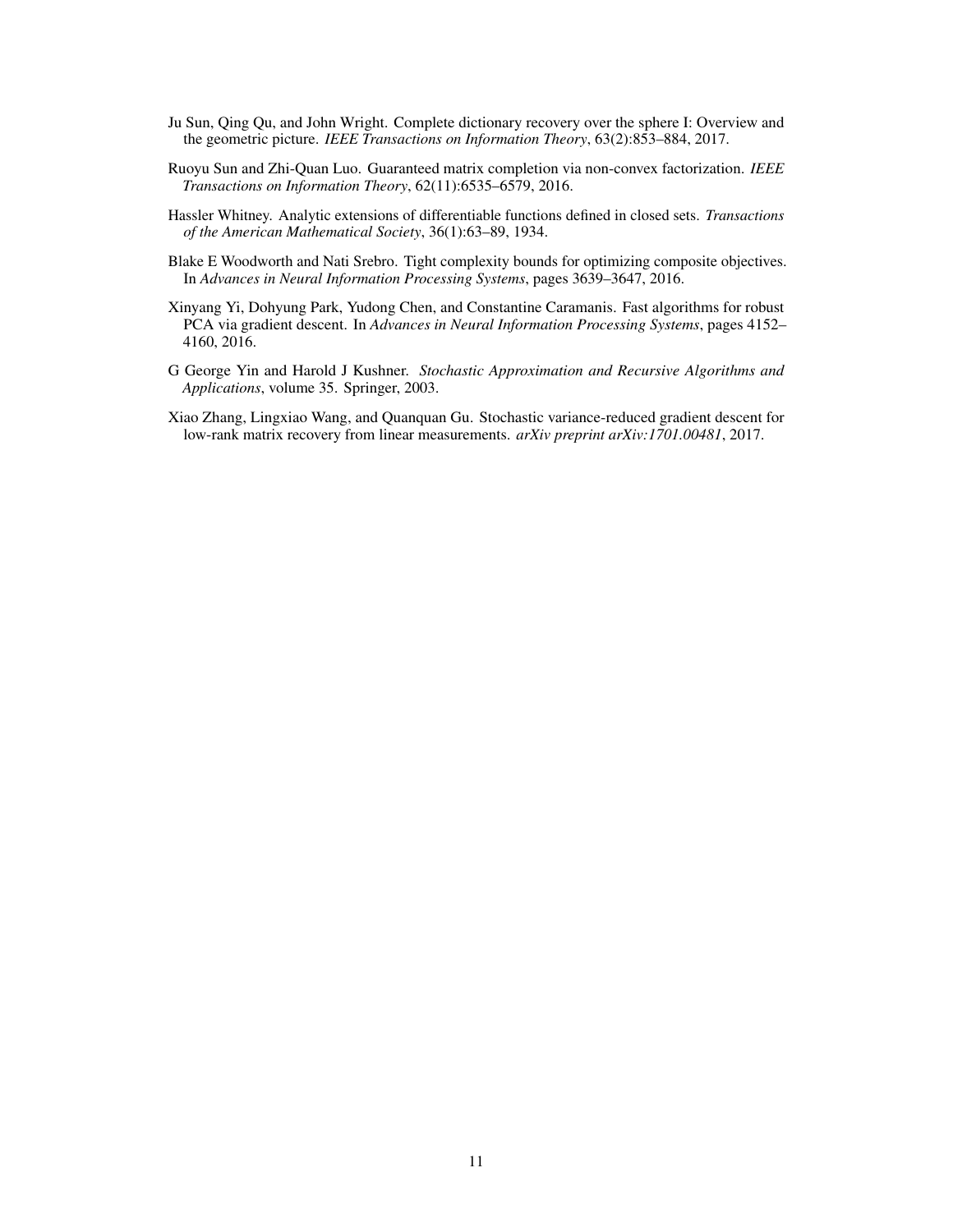Ju Sun, Qing Qu, and John Wright. Complete dictionary recovery over the sphere I: Overview and the geometric picture. *IEEE Transactions on Information Theory*, 63(2):853–884, 2017.

Ruoyu Sun and Zhi-Quan Luo. Guaranteed matrix completion via non-convex factorization. *IEEE Transactions on Information Theory*, 62(11):6535–6579, 2016.

Hassler Whitney. Analytic extensions of differentiable functions defined in closed sets. *Transactions of the American Mathematical Society*, 36(1):63–89, 1934.

Blake E Woodworth and Nati Srebro. Tight complexity bounds for optimizing composite objectives. In *Advances in Neural Information Processing Systems*, pages 3639–3647, 2016.

Xinyang Yi, Dohyung Park, Yudong Chen, and Constantine Caramanis. Fast algorithms for robust PCA via gradient descent. In *Advances in Neural Information Processing Systems*, pages 4152–4160, 2016.

G George Yin and Harold J Kushner. *Stochastic Approximation and Recursive Algorithms and Applications*, volume 35. Springer, 2003.

Xiao Zhang, Lingxiao Wang, and Quanquan Gu. Stochastic variance-reduced gradient descent for low-rank matrix recovery from linear measurements. *arXiv preprint arXiv:1701.00481*, 2017.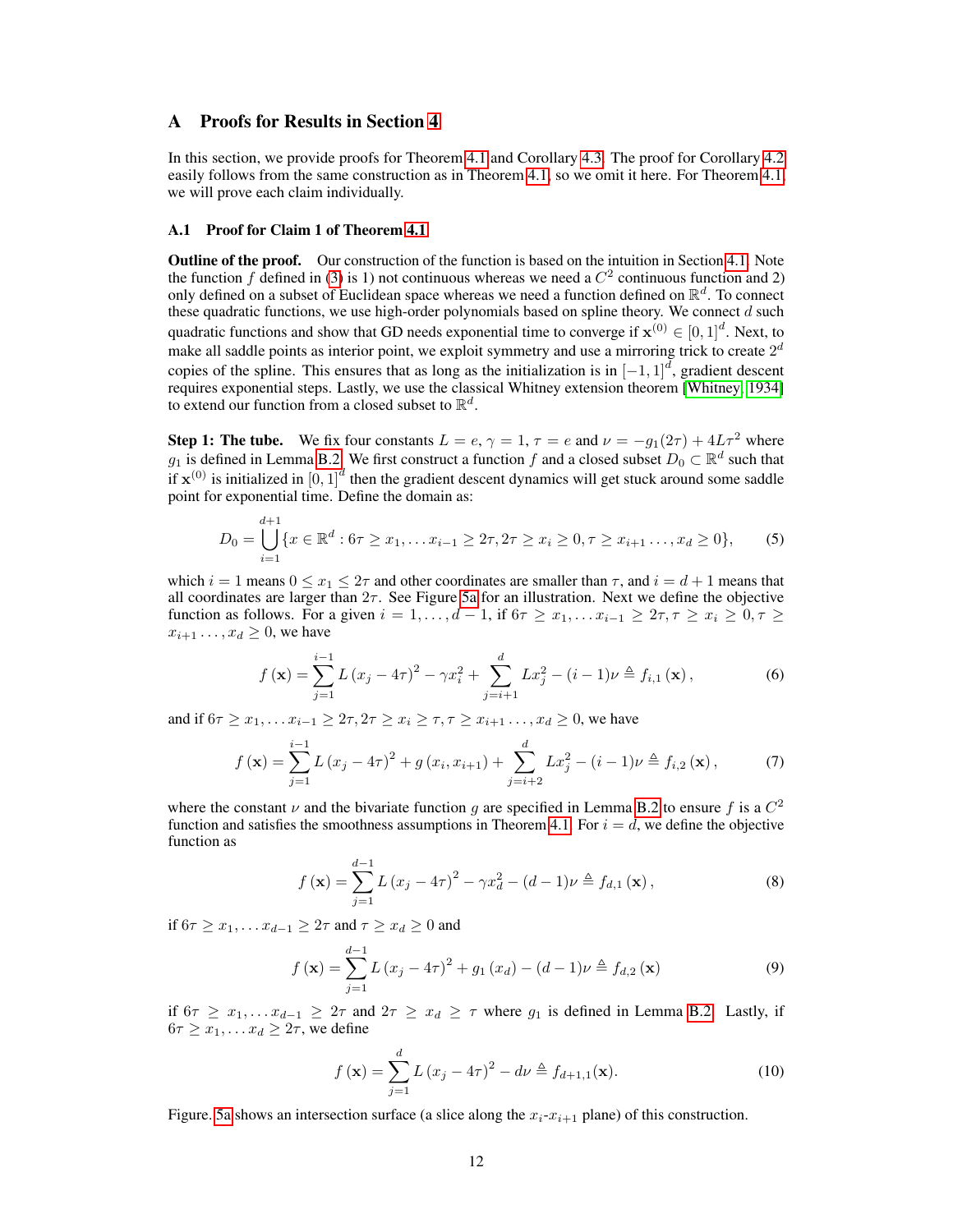# A Proofs for Results in Section 4

In this section, we provide proofs for Theorem 4.1 and Corollary 4.3. The proof for Corollary 4.2 easily follows from the same construction as in Theorem 4.1, so we omit it here. For Theorem 4.1, we will prove each claim individually.

## A.1 Proof for Claim 1 of Theorem 4.1

**Outline of the proof.** Our construction of the function is based on the intuition in Section 4.1. Note the function $f$ defined in (3) is 1) not continuous whereas we need a $C^2$ continuous function and 2) only defined on a subset of Euclidean space whereas we need a function defined on $\mathbb{R}^d$. To connect these quadratic functions, we use high-order polynomials based on spline theory. We connect $d$ such quadratic functions and show that GD needs exponential time to converge if $\mathbf{x}^{(0)} \in [0,1]^d$. Next, to make all saddle points as interior point, we exploit symmetry and use a mirroring trick to create $2^d$ copies of the spline. This ensures that as long as the initialization is in $[-1,1]^d$, gradient descent requires exponential steps. Lastly, we use the classical Whitney extension theorem [Whitney, 1934] to extend our function from a closed subset to $\mathbb{R}^d$.

**Step 1: The tube.** We fix four constants $L = e, \gamma = 1, \tau = e$ and $\nu = -g_1(2\tau) + 4L\tau^2$ where $g_1$ is defined in Lemma B.2. We first construct a function $f$ and a closed subset $D_0 \subset \mathbb{R}^d$ such that if $\mathbf{x}^{(0)}$ is initialized in $[0,1]^d$ then the gradient descent dynamics will get stuck around some saddle point for exponential time. Define the domain as:

$$
D_0 = \bigcup_{i=1}^{d+1} \{x \in \mathbb{R}^d : 6\tau \geq x_1, \ldots x_{i-1} \geq 2\tau, 2\tau \geq x_i \geq 0, \tau \geq x_{i+1} \ldots, x_d \geq 0\}, \tag{5}
$$

which $i = 1$ means $0 \leq x_1 \leq 2\tau$ and other coordinates are smaller than $\tau$, and $i = d+1$ means that all coordinates are larger than $2\tau$. See Figure 5a for an illustration. Next we define the objective function as follows. For a given $i = 1, \ldots, d-1$, if $6\tau \geq x_1, \ldots x_{i-1} \geq 2\tau, \tau \geq x_i \geq 0, \tau \geq x_{i+1} \ldots, x_d \geq 0$, we have

$$
f(\mathbf{x}) = \sum_{j=1}^{i-1} L(x_j - 4\tau)^2 - \gamma x_i^2 + \sum_{j=i+1}^{d} L x_j^2 - (i-1)\nu \triangleq f_{i,1}(\mathbf{x}), \tag{6}
$$

and if $6\tau \geq x_1, \ldots x_{i-1} \geq 2\tau, 2\tau \geq x_i \geq \tau, \tau \geq x_{i+1} \ldots, x_d \geq 0$, we have

$$
f(\mathbf{x}) = \sum_{j=1}^{i-1} L(x_j - 4\tau)^2 + g(x_i, x_{i+1}) + \sum_{j=i+2}^{d} L x_j^2 - (i-1)\nu \triangleq f_{i,2}(\mathbf{x}), \tag{7}
$$

where the constant $\nu$ and the bivariate function $g$ are specified in Lemma B.2 to ensure $f$ is a $C^2$ function and satisfies the smoothness assumptions in Theorem 4.1. For $i = d$, we define the objective function as

$$
f(\mathbf{x}) = \sum_{j=1}^{d-1} L(x_j - 4\tau)^2 - \gamma x_d^2 - (d-1)\nu \triangleq f_{d,1}(\mathbf{x}), \tag{8}
$$

if $6\tau \geq x_1, \ldots x_{d-1} \geq 2\tau$ and $\tau \geq x_d \geq 0$ and

$$
f(\mathbf{x}) = \sum_{j=1}^{d-1} L(x_j - 4\tau)^2 + g_1(x_d) - (d-1)\nu \triangleq f_{d,2}(\mathbf{x}) \tag{9}
$$

if $6\tau \geq x_1, \ldots x_{d-1} \geq 2\tau$ and $2\tau \geq x_d \geq \tau$ where $g_1$ is defined in Lemma B.2. Lastly, if $6\tau \geq x_1, \ldots x_d \geq 2\tau$, we define

$$
f(\mathbf{x}) = \sum_{j=1}^{d} L(x_j - 4\tau)^2 - d\nu \triangleq f_{d+1,1}(\mathbf{x}). \tag{10}
$$

Figure. 5a shows an intersection surface (a slice along the $x_i$-$x_{i+1}$ plane) of this construction.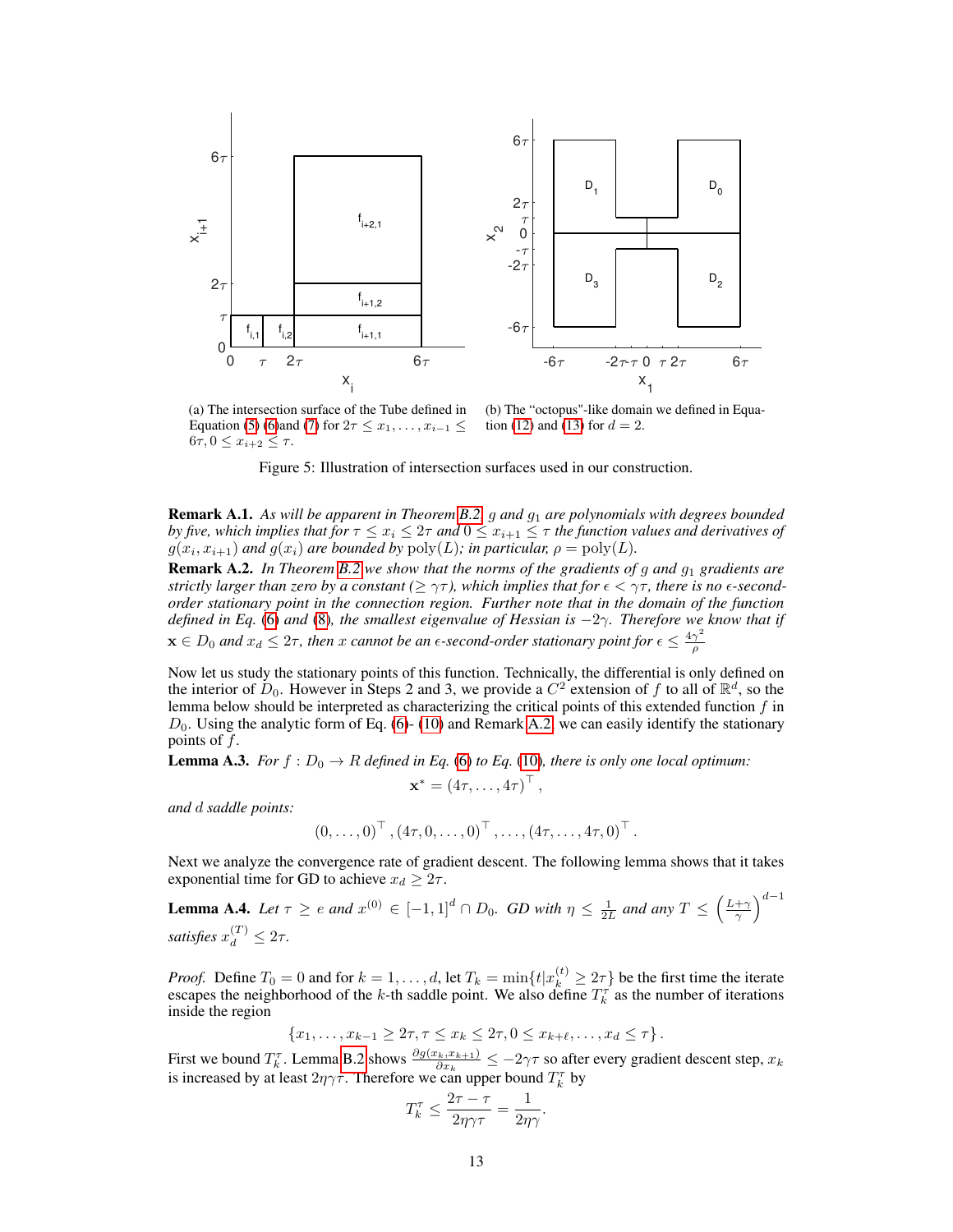(a) The intersection surface of the Tube defined in Equation (5) (6)and (7) for $2\tau \leq x_1, \dots, x_{i-1} \leq 6\tau, 0 \leq x_{i+2} \leq \tau$.

(b) The "octopus"-like domain we defined in Equation (12) and (13) for $d = 2$.

Figure 5: Illustration of intersection surfaces used in our construction.

**Remark A.1.** *As will be apparent in Theorem B.2, $g$ and $g_1$ are polynomials with degrees bounded by five, which implies that for $\tau \leq x_i \leq 2\tau$ and $0 \leq x_{i+1} \leq \tau$ the function values and derivatives of $g(x_i, x_{i+1})$ and $g(x_i)$ are bounded by $\text{poly}(L)$; in particular, $\rho = \text{poly}(L)$.*

**Remark A.2.** *In Theorem B.2 we show that the norms of the gradients of $g$ and $g_1$ gradients are strictly larger than zero by a constant ($\geq \gamma\tau$), which implies that for $\epsilon < \gamma\tau$, there is no $\epsilon$-second-order stationary point in the connection region. Further note that in the domain of the function defined in Eq. (6) and (8), the smallest eigenvalue of Hessian is $-2\gamma$. Therefore we know that if $\mathbf{x} \in D_0$ and $x_d \leq 2\tau$, then $x$ cannot be an $\epsilon$-second-order stationary point for $\epsilon \leq \frac{4\gamma^2}{\rho}$*

Now let us study the stationary points of this function. Technically, the differential is only defined on the interior of $D_0$. However in Steps 2 and 3, we provide a $C^2$ extension of $f$ to all of $\mathbb{R}^d$, so the lemma below should be interpreted as characterizing the critical points of this extended function $f$ in $D_0$. Using the analytic form of Eq. (6)- (10) and Remark A.2, we can easily identify the stationary points of $f$.

**Lemma A.3.** *For $f : D_0 \to R$ defined in Eq. (6) to Eq. (10), there is only one local optimum:*

$$\mathbf{x}^* = (4\tau, \dots, 4\tau)^\top,$$

*and $d$ saddle points:*

$$(0, \dots, 0)^\top, (4\tau, 0, \dots, 0)^\top, \dots, (4\tau, \dots, 4\tau, 0)^\top.$$

Next we analyze the convergence rate of gradient descent. The following lemma shows that it takes exponential time for GD to achieve $x_d \geq 2\tau$.

**Lemma A.4.** *Let $\tau \geq e$ and $x^{(0)} \in [-1, 1]^d \cap D_0$. GD with $\eta \leq \frac{1}{2L}$ and any $T \leq \left(\frac{L+\gamma}{\gamma}\right)^{d-1}$ satisfies $x_d^{(T)} \leq 2\tau$.*

*Proof.* Define $T_0 = 0$ and for $k = 1, \dots, d$, let $T_k = \min\{t | x_k^{(t)} \geq 2\tau\}$ be the first time the iterate escapes the neighborhood of the $k$-th saddle point. We also define $T_k^\tau$ as the number of iterations inside the region

$$\{x_1, \dots, x_{k-1} \geq 2\tau, \tau \leq x_k \leq 2\tau, 0 \leq x_{k+\ell}, \dots, x_d \leq \tau\}.$$

First we bound $T_k^\tau$. Lemma B.2 shows $\frac{\partial g(x_k, x_{k+1})}{\partial x_k} \leq -2\gamma\tau$ so after every gradient descent step, $x_k$ is increased by at least $2\eta\gamma\tau$. Therefore we can upper bound $T_k^\tau$ by

$$T_k^\tau \leq \frac{2\tau - \tau}{2\eta\gamma\tau} = \frac{1}{2\eta\gamma}.$$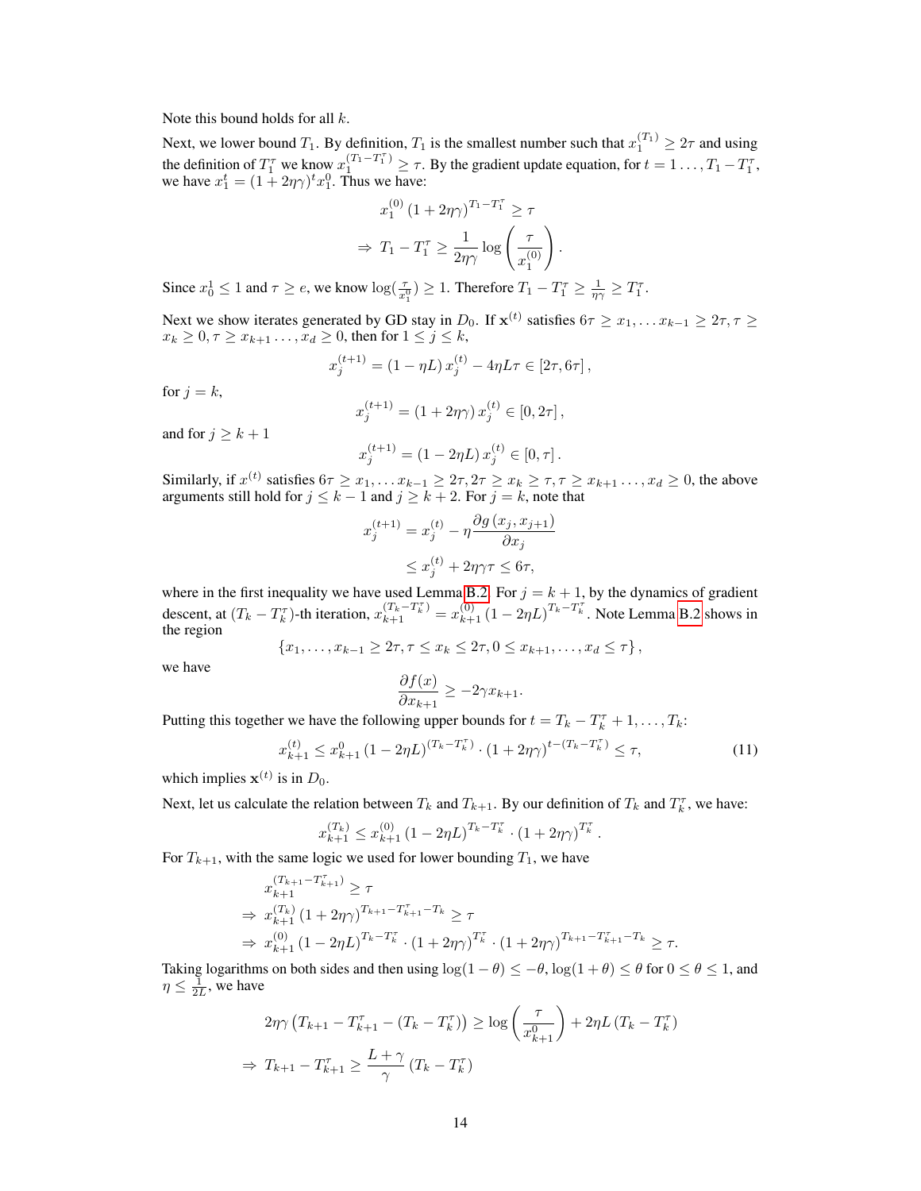Note this bound holds for all $k$.

Next, we lower bound $T_1$. By definition, $T_1$ is the smallest number such that $x_1^{(T_1)} \geq 2\tau$ and using the definition of $T_1^\tau$ we know $x_1^{(T_1 - T_1^\tau)} \geq \tau$. By the gradient update equation, for $t = 1 \ldots, T_1 - T_1^\tau$, we have $x_1^t = (1 + 2\eta\gamma)^t x_1^0$. Thus we have:

$$
\begin{aligned}
& x_1^{(0)} (1 + 2\eta\gamma)^{T_1 - T_1^\tau} \geq \tau \\
\Rightarrow \; & T_1 - T_1^\tau \geq \frac{1}{2\eta\gamma} \log\left(\frac{\tau}{x_1^{(0)}}\right).
\end{aligned}
$$

Since $x_0^1 \leq 1$ and $\tau \geq e$, we know $\log(\frac{\tau}{x_1^0}) \geq 1$. Therefore $T_1 - T_1^\tau \geq \frac{1}{\eta\gamma} \geq T_1^\tau$.

Next we show iterates generated by GD stay in $D_0$. If $\mathbf{x}^{(t)}$ satisfies $6\tau \geq x_1, \ldots x_{k-1} \geq 2\tau, \tau \geq x_k \geq 0, \tau \geq x_{k+1} \ldots, x_d \geq 0$, then for $1 \leq j \leq k$,

$$
x_j^{(t+1)} = (1 - \eta L) x_j^{(t)} - 4\eta L\tau \in [2\tau, 6\tau],
$$

for $j = k$,

$$
x_j^{(t+1)} = (1 + 2\eta\gamma) x_j^{(t)} \in [0, 2\tau],
$$

and for $j \geq k+1$

$$
x_j^{(t+1)} = (1 - 2\eta L) x_j^{(t)} \in [0, \tau].
$$

Similarly, if $x^{(t)}$ satisfies $6\tau \geq x_1, \ldots x_{k-1} \geq 2\tau, 2\tau \geq x_k \geq \tau, \tau \geq x_{k+1} \ldots, x_d \geq 0$, the above arguments still hold for $j \leq k-1$ and $j \geq k+2$. For $j = k$, note that

$$
\begin{aligned}
x_j^{(t+1)} &= x_j^{(t)} - \eta \frac{\partial g(x_j, x_{j+1})}{\partial x_j} \\
&\leq x_j^{(t)} + 2\eta\gamma\tau \leq 6\tau,
\end{aligned}
$$

where in the first inequality we have used Lemma B.2. For $j = k+1$, by the dynamics of gradient descent, at $(T_k - T_k^\tau)$-th iteration, $x_{k+1}^{(T_k - T_k^\tau)} = x_{k+1}^{(0)} (1 - 2\eta L)^{T_k - T_k^\tau}$. Note Lemma B.2 shows in the region

$$
\{x_1, \ldots, x_{k-1} \geq 2\tau, \tau \leq x_k \leq 2\tau, 0 \leq x_{k+1}, \ldots, x_d \leq \tau\},
$$

we have

$$
\frac{\partial f(x)}{\partial x_{k+1}} \geq -2\gamma x_{k+1}.
$$

Putting this together we have the following upper bounds for $t = T_k - T_k^\tau + 1, \ldots, T_k$:

$$
x_{k+1}^{(t)} \leq x_{k+1}^0 (1 - 2\eta L)^{(T_k - T_k^\tau)} \cdot (1 + 2\eta\gamma)^{t - (T_k - T_k^\tau)} \leq \tau, \tag{11}
$$

which implies $\mathbf{x}^{(t)}$ is in $D_0$.

Next, let us calculate the relation between $T_k$ and $T_{k+1}$. By our definition of $T_k$ and $T_k^\tau$, we have:

$$
x_{k+1}^{(T_k)} \leq x_{k+1}^{(0)} (1 - 2\eta L)^{T_k - T_k^\tau} \cdot (1 + 2\eta\gamma)^{T_k^\tau}.
$$

For $T_{k+1}$, with the same logic we used for lower bounding $T_1$, we have

$$
\begin{aligned}
& x_{k+1}^{(T_{k+1} - T_{k+1}^\tau)} \geq \tau \\
\Rightarrow \; & x_{k+1}^{(T_k)} (1 + 2\eta\gamma)^{T_{k+1} - T_{k+1}^\tau - T_k} \geq \tau \\
\Rightarrow \; & x_{k+1}^{(0)} (1 - 2\eta L)^{T_k - T_k^\tau} \cdot (1 + 2\eta\gamma)^{T_k^\tau} \cdot (1 + 2\eta\gamma)^{T_{k+1} - T_{k+1}^\tau - T_k} \geq \tau.
\end{aligned}
$$

Taking logarithms on both sides and then using $\log(1 - \theta) \leq -\theta$, $\log(1 + \theta) \leq \theta$ for $0 \leq \theta \leq 1$, and $\eta \leq \frac{1}{2L}$, we have

$$
\begin{aligned}
& 2\eta\gamma \left(T_{k+1} - T_{k+1}^\tau - (T_k - T_k^\tau)\right) \geq \log\left(\frac{\tau}{x_{k+1}^0}\right) + 2\eta L (T_k - T_k^\tau) \\
\Rightarrow \; & T_{k+1} - T_{k+1}^\tau \geq \frac{L + \gamma}{\gamma} (T_k - T_k^\tau)
\end{aligned}
$$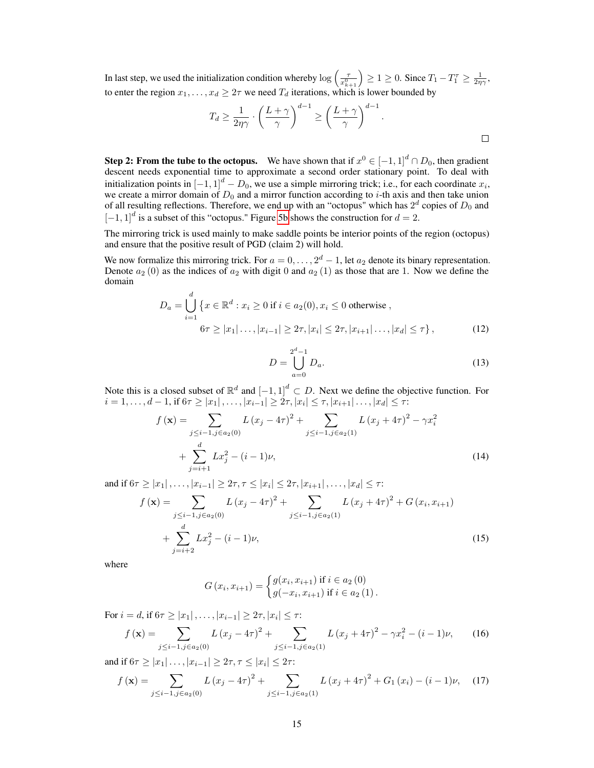In last step, we used the initialization condition whereby $\log\left(\frac{\tau}{x_{k+1}^0}\right) \geq 1 \geq 0$. Since $T_1 - T_1^\tau \geq \frac{1}{2\eta\gamma}$, to enter the region $x_1, \ldots, x_d \geq 2\tau$ we need $T_d$ iterations, which is lower bounded by

$$T_d \geq \frac{1}{2\eta\gamma} \cdot \left(\frac{L+\gamma}{\gamma}\right)^{d-1} \geq \left(\frac{L+\gamma}{\gamma}\right)^{d-1}.$$

□

**Step 2: From the tube to the octopus.** We have shown that if $x^0 \in [-1,1]^d \cap D_0$, then gradient descent needs exponential time to approximate a second order stationary point. To deal with initialization points in $[-1,1]^d - D_0$, we use a simple mirroring trick; i.e., for each coordinate $x_i$, we create a mirror domain of $D_0$ and a mirror function according to $i$-th axis and then take union of all resulting reflections. Therefore, we end up with an "octopus" which has $2^d$ copies of $D_0$ and $[-1,1]^d$ is a subset of this "octopus." Figure 5b shows the construction for $d=2$.

The mirroring trick is used mainly to make saddle points be interior points of the region (octopus) and ensure that the positive result of PGD (claim 2) will hold.

We now formalize this mirroring trick. For $a = 0, \ldots, 2^d - 1$, let $a_2$ denote its binary representation. Denote $a_2(0)$ as the indices of $a_2$ with digit 0 and $a_2(1)$ as those that are 1. Now we define the domain

$$D_a = \bigcup_{i=1}^{d} \{x \in \mathbb{R}^d : x_i \geq 0 \text{ if } i \in a_2(0), x_i \leq 0 \text{ otherwise },$$
$$6\tau \geq |x_1| \ldots, |x_{i-1}| \geq 2\tau, |x_i| \leq 2\tau, |x_{i+1}| \ldots, |x_d| \leq \tau\}, \tag{12}$$

$$D = \bigcup_{a=0}^{2^d-1} D_a. \tag{13}$$

Note this is a closed subset of $\mathbb{R}^d$ and $[-1,1]^d \subset D$. Next we define the objective function. For $i = 1, \ldots, d-1$, if $6\tau \geq |x_1|, \ldots, |x_{i-1}| \geq 2\tau, |x_i| \leq \tau, |x_{i+1}| \ldots, |x_d| \leq \tau$:

$$f(\mathbf{x}) = \sum_{j \leq i-1, j \in a_2(0)} L(x_j - 4\tau)^2 + \sum_{j \leq i-1, j \in a_2(1)} L(x_j + 4\tau)^2 - \gamma x_i^2$$
$$+ \sum_{j=i+1}^{d} L x_j^2 - (i-1)\nu, \tag{14}$$

and if $6\tau \geq |x_1|, \ldots, |x_{i-1}| \geq 2\tau, \tau \leq |x_i| \leq 2\tau, |x_{i+1}|, \ldots, |x_d| \leq \tau$:

$$f(\mathbf{x}) = \sum_{j \leq i-1, j \in a_2(0)} L(x_j - 4\tau)^2 + \sum_{j \leq i-1, j \in a_2(1)} L(x_j + 4\tau)^2 + G(x_i, x_{i+1})$$
$$+ \sum_{j=i+2}^{d} L x_j^2 - (i-1)\nu, \tag{15}$$

where

$$G(x_i, x_{i+1}) = \begin{cases} g(x_i, x_{i+1}) \text{ if } i \in a_2(0) \\ g(-x_i, x_{i+1}) \text{ if } i \in a_2(1). \end{cases}$$

For $i = d$, if $6\tau \geq |x_1|, \ldots, |x_{i-1}| \geq 2\tau, |x_i| \leq \tau$:

$$f(\mathbf{x}) = \sum_{j \leq i-1, j \in a_2(0)} L(x_j - 4\tau)^2 + \sum_{j \leq i-1, j \in a_2(1)} L(x_j + 4\tau)^2 - \gamma x_i^2 - (i-1)\nu, \tag{16}$$

and if $6\tau \geq |x_1| \ldots, |x_{i-1}| \geq 2\tau, \tau \leq |x_i| \leq 2\tau$:

$$f(\mathbf{x}) = \sum_{j \leq i-1, j \in a_2(0)} L(x_j - 4\tau)^2 + \sum_{j \leq i-1, j \in a_2(1)} L(x_j + 4\tau)^2 + G_1(x_i) - (i-1)\nu, \tag{17}$$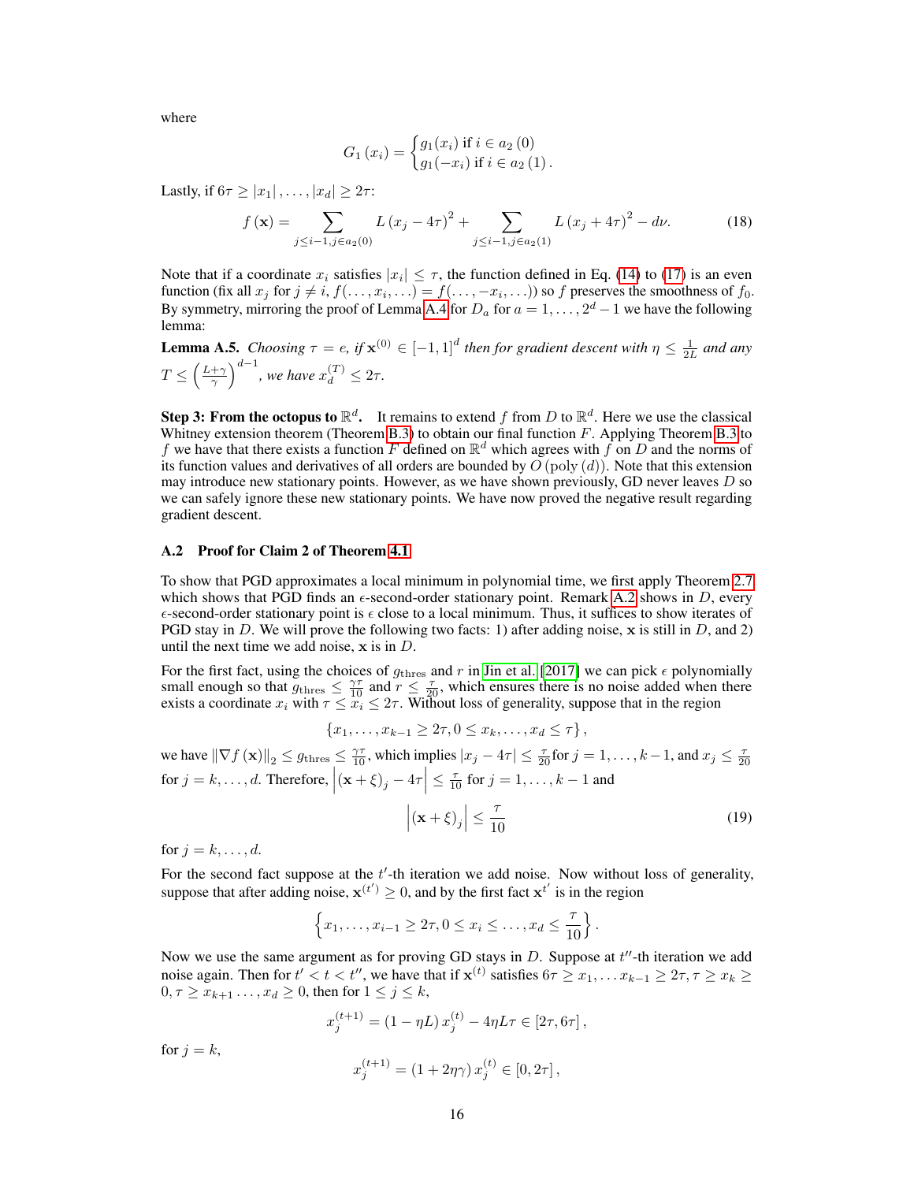where

$$G_1(x_i) = \begin{cases} g_1(x_i) \text{ if } i \in a_2(0) \\ g_1(-x_i) \text{ if } i \in a_2(1). \end{cases}$$

Lastly, if $6\tau \geq |x_1|, \ldots, |x_d| \geq 2\tau$:

$$f(\mathbf{x}) = \sum_{j \leq i-1, j \in a_2(0)} L(x_j - 4\tau)^2 + \sum_{j \leq i-1, j \in a_2(1)} L(x_j + 4\tau)^2 - d\nu. \tag{18}$$

Note that if a coordinate $x_i$ satisfies $|x_i| \leq \tau$, the function defined in Eq. (14) to (17) is an even function (fix all $x_j$ for $j \neq i$, $f(\ldots, x_i, \ldots) = f(\ldots, -x_i, \ldots)$) so $f$ preserves the smoothness of $f_0$. By symmetry, mirroring the proof of Lemma A.4 for $D_a$ for $a = 1, \ldots, 2^d - 1$ we have the following lemma:

**Lemma A.5.** *Choosing $\tau = e$, if $\mathbf{x}^{(0)} \in [-1, 1]^d$ then for gradient descent with $\eta \leq \frac{1}{2L}$ and any $T \leq \left(\frac{L+\gamma}{\gamma}\right)^{d-1}$, we have $x_d^{(T)} \leq 2\tau$.*

**Step 3: From the octopus to $\mathbb{R}^d$.** It remains to extend $f$ from $D$ to $\mathbb{R}^d$. Here we use the classical Whitney extension theorem (Theorem B.3) to obtain our final function $F$. Applying Theorem B.3 to $f$ we have that there exists a function $F$ defined on $\mathbb{R}^d$ which agrees with $f$ on $D$ and the norms of its function values and derivatives of all orders are bounded by $O(\mathrm{poly}(d))$. Note that this extension may introduce new stationary points. However, as we have shown previously, GD never leaves $D$ so we can safely ignore these new stationary points. We have now proved the negative result regarding gradient descent.

### A.2 Proof for Claim 2 of Theorem 4.1

To show that PGD approximates a local minimum in polynomial time, we first apply Theorem 2.7 which shows that PGD finds an $\epsilon$-second-order stationary point. Remark A.2 shows in $D$, every $\epsilon$-second-order stationary point is $\epsilon$ close to a local minimum. Thus, it suffices to show iterates of PGD stay in $D$. We will prove the following two facts: 1) after adding noise, $\mathbf{x}$ is still in $D$, and 2) until the next time we add noise, $\mathbf{x}$ is in $D$.

For the first fact, using the choices of $g_{\text{thres}}$ and $r$ in Jin et al. [2017] we can pick $\epsilon$ polynomially small enough so that $g_{\text{thres}} \leq \frac{\gamma\tau}{10}$ and $r \leq \frac{\tau}{20}$, which ensures there is no noise added when there exists a coordinate $x_i$ with $\tau \leq x_i \leq 2\tau$. Without loss of generality, suppose that in the region

$$\{x_1, \ldots, x_{k-1} \geq 2\tau, 0 \leq x_k, \ldots, x_d \leq \tau\},$$

we have $\|\nabla f(\mathbf{x})\|_2 \leq g_{\text{thres}} \leq \frac{\gamma\tau}{10}$, which implies $|x_j - 4\tau| \leq \frac{\tau}{20}$ for $j = 1, \ldots, k-1$, and $x_j \leq \frac{\tau}{20}$ for $j = k, \ldots, d$. Therefore, $\left|(\mathbf{x} + \xi)_j - 4\tau\right| \leq \frac{\tau}{10}$ for $j = 1, \ldots, k-1$ and

$$\left|(\mathbf{x} + \xi)_j\right| \leq \frac{\tau}{10} \tag{19}$$

for $j = k, \ldots, d$.

For the second fact suppose at the $t'$-th iteration we add noise. Now without loss of generality, suppose that after adding noise, $\mathbf{x}^{(t')} \geq 0$, and by the first fact $\mathbf{x}^{t'}$ is in the region

$$\left\{x_1, \ldots, x_{i-1} \geq 2\tau, 0 \leq x_i \leq \ldots, x_d \leq \frac{\tau}{10}\right\}.$$

Now we use the same argument as for proving GD stays in $D$. Suppose at $t''$-th iteration we add noise again. Then for $t' < t < t''$, we have that if $\mathbf{x}^{(t)}$ satisfies $6\tau \geq x_1, \ldots x_{k-1} \geq 2\tau, \tau \geq x_k \geq 0, \tau \geq x_{k+1} \ldots, x_d \geq 0$, then for $1 \leq j \leq k$,

$$x_j^{(t+1)} = (1 - \eta L) x_j^{(t)} - 4\eta L\tau \in [2\tau, 6\tau],$$

for $j = k$,

$$x_j^{(t+1)} = (1 + 2\eta\gamma) x_j^{(t)} \in [0, 2\tau],$$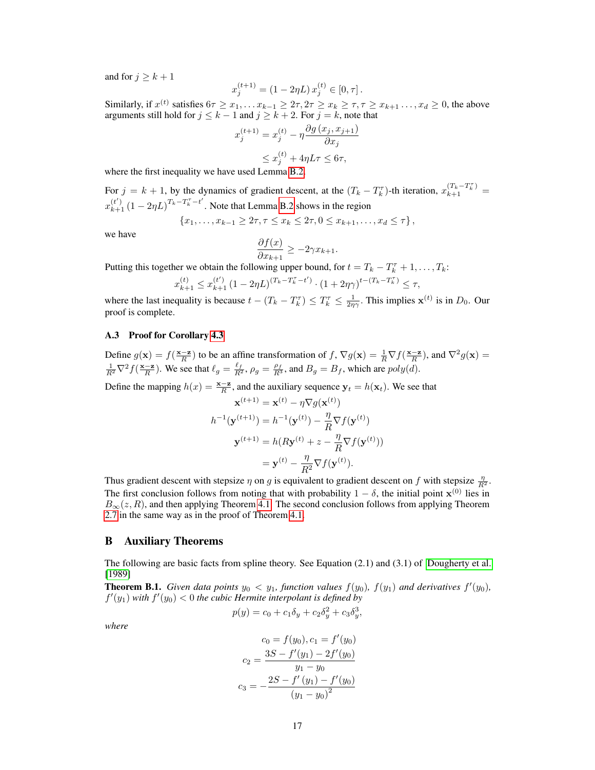and for $j \geq k+1$

$$x_j^{(t+1)} = (1 - 2\eta L)\, x_j^{(t)} \in [0, \tau]\,.$$

Similarly, if $x^{(t)}$ satisfies $6\tau \geq x_1, \ldots x_{k-1} \geq 2\tau, 2\tau \geq x_k \geq \tau, \tau \geq x_{k+1} \ldots, x_d \geq 0$, the above arguments still hold for $j \leq k-1$ and $j \geq k+2$. For $j = k$, note that

$$\begin{aligned} x_j^{(t+1)} &= x_j^{(t)} - \eta \frac{\partial g\left(x_j, x_{j+1}\right)}{\partial x_j} \\ &\leq x_j^{(t)} + 4\eta L \tau \leq 6\tau, \end{aligned}$$

where the first inequality we have used Lemma B.2.

For $j = k+1$, by the dynamics of gradient descent, at the $(T_k - T_k^\tau)$-th iteration, $x_{k+1}^{(T_k - T_k^\tau)} = x_{k+1}^{(t')} \left(1 - 2\eta L\right)^{T_k - T_k^\tau - t'}$. Note that Lemma B.2 shows in the region

$$\left\{x_1, \ldots, x_{k-1} \geq 2\tau, \tau \leq x_k \leq 2\tau, 0 \leq x_{k+1}, \ldots, x_d \leq \tau\right\},$$

we have

$$\frac{\partial f(x)}{\partial x_{k+1}} \geq -2\gamma x_{k+1}.$$

Putting this together we obtain the following upper bound, for $t = T_k - T_k^\tau + 1, \ldots, T_k$:

$$x_{k+1}^{(t)} \leq x_{k+1}^{(t')} \left(1 - 2\eta L\right)^{\left(T_k - T_k^\tau - t'\right)} \cdot \left(1 + 2\eta\gamma\right)^{t - \left(T_k - T_k^\tau\right)} \leq \tau,$$

where the last inequality is because $t - (T_k - T_k^\tau) \leq T_k^\tau \leq \frac{1}{2\eta\gamma}$. This implies $\mathbf{x}^{(t)}$ is in $D_0$. Our proof is complete.

### A.3 Proof for Corollary 4.3

Define $g(\mathbf{x}) = f(\frac{\mathbf{x}-\mathbf{z}}{R})$ to be an affine transformation of $f$, $\nabla g(\mathbf{x}) = \frac{1}{R}\nabla f(\frac{\mathbf{x}-\mathbf{z}}{R})$, and $\nabla^2 g(\mathbf{x}) = \frac{1}{R^2}\nabla^2 f(\frac{\mathbf{x}-\mathbf{z}}{R})$. We see that $\ell_g = \frac{\ell_f}{R^2}$, $\rho_g = \frac{\rho_f}{R^3}$, and $B_g = B_f$, which are $poly(d)$.

Define the mapping $h(x) = \frac{\mathbf{x}-\mathbf{z}}{R}$, and the auxiliary sequence $\mathbf{y}_t = h(\mathbf{x}_t)$. We see that

$$\begin{aligned} \mathbf{x}^{(t+1)} &= \mathbf{x}^{(t)} - \eta \nabla g(\mathbf{x}^{(t)}) \\ h^{-1}(\mathbf{y}^{(t+1)}) &= h^{-1}(\mathbf{y}^{(t)}) - \frac{\eta}{R}\nabla f(\mathbf{y}^{(t)}) \\ \mathbf{y}^{(t+1)} &= h(R\mathbf{y}^{(t)} + z - \frac{\eta}{R}\nabla f(\mathbf{y}^{(t)})) \\ &= \mathbf{y}^{(t)} - \frac{\eta}{R^2}\nabla f(\mathbf{y}^{(t)}). \end{aligned}$$

Thus gradient descent with stepsize $\eta$ on $g$ is equivalent to gradient descent on $f$ with stepsize $\frac{\eta}{R^2}$. The first conclusion follows from noting that with probability $1-\delta$, the initial point $\mathbf{x}^{(0)}$ lies in $B_\infty(z, R)$, and then applying Theorem 4.1. The second conclusion follows from applying Theorem 2.7 in the same way as in the proof of Theorem 4.1.

## B Auxiliary Theorems

The following are basic facts from spline theory. See Equation (2.1) and (3.1) of Dougherty et al. [1989]

**Theorem B.1.** *Given data points $y_0 < y_1$, function values $f(y_0)$, $f(y_1)$ and derivatives $f'(y_0)$, $f'(y_1)$ with $f'(y_0) < 0$ the cubic Hermite interpolant is defined by*

$$p(y) = c_0 + c_1\delta_y + c_2\delta_y^2 + c_3\delta_y^3,$$

*where*

$$\begin{aligned} c_0 &= f(y_0), c_1 = f'(y_0) \\ c_2 &= \frac{3S - f'(y_1) - 2f'(y_0)}{y_1 - y_0} \\ c_3 &= -\frac{2S - f'(y_1) - f'(y_0)}{\left(y_1 - y_0\right)^2} \end{aligned}$$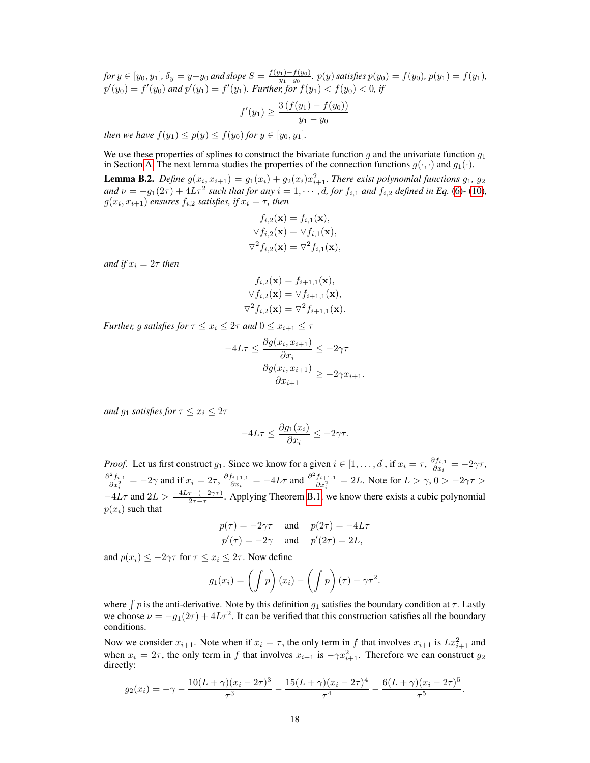*for $y \in [y_0, y_1]$, $\delta_y = y - y_0$ and slope $S = \frac{f(y_1)-f(y_0)}{y_1 - y_0}$. $p(y)$ satisfies $p(y_0) = f(y_0)$, $p(y_1) = f(y_1)$, $p'(y_0) = f'(y_0)$ and $p'(y_1) = f'(y_1)$. Further, for $f(y_1) < f(y_0) < 0$, if*

$$f'(y_1) \geq \frac{3\,(f(y_1) - f(y_0))}{y_1 - y_0}$$

*then we have $f(y_1) \leq p(y) \leq f(y_0)$ for $y \in [y_0, y_1]$.*

We use these properties of splines to construct the bivariate function $g$ and the univariate function $g_1$ in Section A. The next lemma studies the properties of the connection functions $g(\cdot, \cdot)$ and $g_1(\cdot)$.

**Lemma B.2.** *Define $g(x_i, x_{i+1}) = g_1(x_i) + g_2(x_i)x_{i+1}^2$. There exist polynomial functions $g_1$, $g_2$ and $\nu = -g_1(2\tau) + 4L\tau^2$ such that for any $i = 1, \cdots, d$, for $f_{i,1}$ and $f_{i,2}$ defined in Eq. (6)- (10), $g(x_i, x_{i+1})$ ensures $f_{i,2}$ satisfies, if $x_i = \tau$, then*

$$f_{i,2}(\mathbf{x}) = f_{i,1}(\mathbf{x}),$$
$$\triangledown f_{i,2}(\mathbf{x}) = \triangledown f_{i,1}(\mathbf{x}),$$
$$\triangledown^2 f_{i,2}(\mathbf{x}) = \triangledown^2 f_{i,1}(\mathbf{x}),$$

*and if $x_i = 2\tau$ then*

$$f_{i,2}(\mathbf{x}) = f_{i+1,1}(\mathbf{x}),$$
$$\triangledown f_{i,2}(\mathbf{x}) = \triangledown f_{i+1,1}(\mathbf{x}),$$
$$\triangledown^2 f_{i,2}(\mathbf{x}) = \triangledown^2 f_{i+1,1}(\mathbf{x}).$$

*Further, $g$ satisfies for $\tau \leq x_i \leq 2\tau$ and $0 \leq x_{i+1} \leq \tau$*

$$-4L\tau \leq \frac{\partial g(x_i, x_{i+1})}{\partial x_i} \leq -2\gamma\tau$$
$$\frac{\partial g(x_i, x_{i+1})}{\partial x_{i+1}} \geq -2\gamma x_{i+1}.$$

*and $g_1$ satisfies for $\tau \leq x_i \leq 2\tau$*

$$-4L\tau \leq \frac{\partial g_1(x_i)}{\partial x_i} \leq -2\gamma\tau.$$

*Proof.* Let us first construct $g_1$. Since we know for a given $i \in [1, \ldots, d]$, if $x_i = \tau$, $\frac{\partial f_{i,1}}{\partial x_i} = -2\gamma\tau$, $\frac{\partial^2 f_{i,1}}{\partial x_i^2} = -2\gamma$ and if $x_i = 2\tau$, $\frac{\partial f_{i+1,1}}{\partial x_i} = -4L\tau$ and $\frac{\partial^2 f_{i+1,1}}{\partial x_i^2} = 2L$. Note for $L > \gamma$, $0 > -2\gamma\tau > -4L\tau$ and $2L > \frac{-4L\tau - (-2\gamma\tau)}{2\tau - \tau}$. Applying Theorem B.1, we know there exists a cubic polynomial $p(x_i)$ such that

$$p(\tau) = -2\gamma\tau \quad \text{and} \quad p(2\tau) = -4L\tau$$
$$p'(\tau) = -2\gamma \quad \text{and} \quad p'(2\tau) = 2L,$$

and $p(x_i) \leq -2\gamma\tau$ for $\tau \leq x_i \leq 2\tau$. Now define

$$g_1(x_i) = \left(\int p\right)(x_i) - \left(\int p\right)(\tau) - \gamma\tau^2.$$

where $\int p$ is the anti-derivative. Note by this definition $g_1$ satisfies the boundary condition at $\tau$. Lastly we choose $\nu = -g_1(2\tau) + 4L\tau^2$. It can be verified that this construction satisfies all the boundary conditions.

Now we consider $x_{i+1}$. Note when if $x_i = \tau$, the only term in $f$ that involves $x_{i+1}$ is $Lx_{i+1}^2$ and when $x_i = 2\tau$, the only term in $f$ that involves $x_{i+1}$ is $-\gamma x_{i+1}^2$. Therefore we can construct $g_2$ directly:

$$g_2(x_i) = -\gamma - \frac{10(L+\gamma)(x_i - 2\tau)^3}{\tau^3} - \frac{15(L+\gamma)(x_i - 2\tau)^4}{\tau^4} - \frac{6(L+\gamma)(x_i - 2\tau)^5}{\tau^5}.$$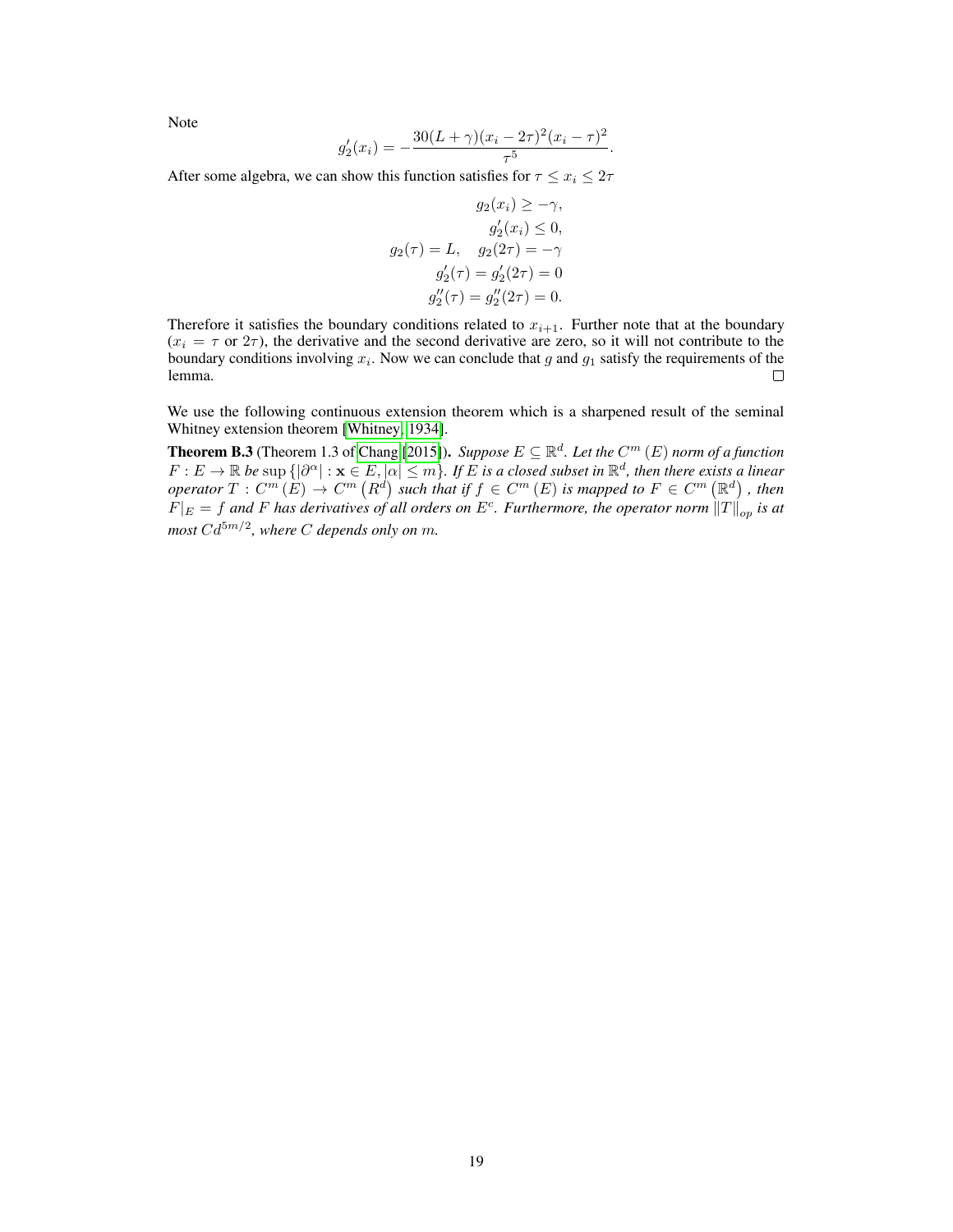Note

$$g_2'(x_i) = -\frac{30(L+\gamma)(x_i - 2\tau)^2(x_i - \tau)^2}{\tau^5}.$$

After some algebra, we can show this function satisfies for $\tau \le x_i \le 2\tau$

$$\begin{aligned}
g_2(x_i) &\ge -\gamma, \\
g_2'(x_i) &\le 0, \\
g_2(\tau) = L, \quad g_2(2\tau) &= -\gamma \\
g_2'(\tau) = g_2'(2\tau) &= 0 \\
g_2''(\tau) = g_2''(2\tau) &= 0.
\end{aligned}$$

Therefore it satisfies the boundary conditions related to $x_{i+1}$. Further note that at the boundary ($x_i = \tau$ or $2\tau$), the derivative and the second derivative are zero, so it will not contribute to the boundary conditions involving $x_i$. Now we can conclude that $g$ and $g_1$ satisfy the requirements of the lemma. ☐

We use the following continuous extension theorem which is a sharpened result of the seminal Whitney extension theorem [Whitney, 1934].

**Theorem B.3** (Theorem 1.3 of Chang [2015]). *Suppose $E \subseteq \mathbb{R}^d$. Let the $C^m(E)$ norm of a function $F : E \to \mathbb{R}$ be $\sup\{|\partial^\alpha| : \mathbf{x} \in E, |\alpha| \le m\}$. If $E$ is a closed subset in $\mathbb{R}^d$, then there exists a linear operator $T : C^m(E) \to C^m(R^d)$ such that if $f \in C^m(E)$ is mapped to $F \in C^m(\mathbb{R}^d)$, then $F|_E = f$ and $F$ has derivatives of all orders on $E^c$. Furthermore, the operator norm $\|T\|_{op}$ is at most $Cd^{5m/2}$, where $C$ depends only on $m$.*